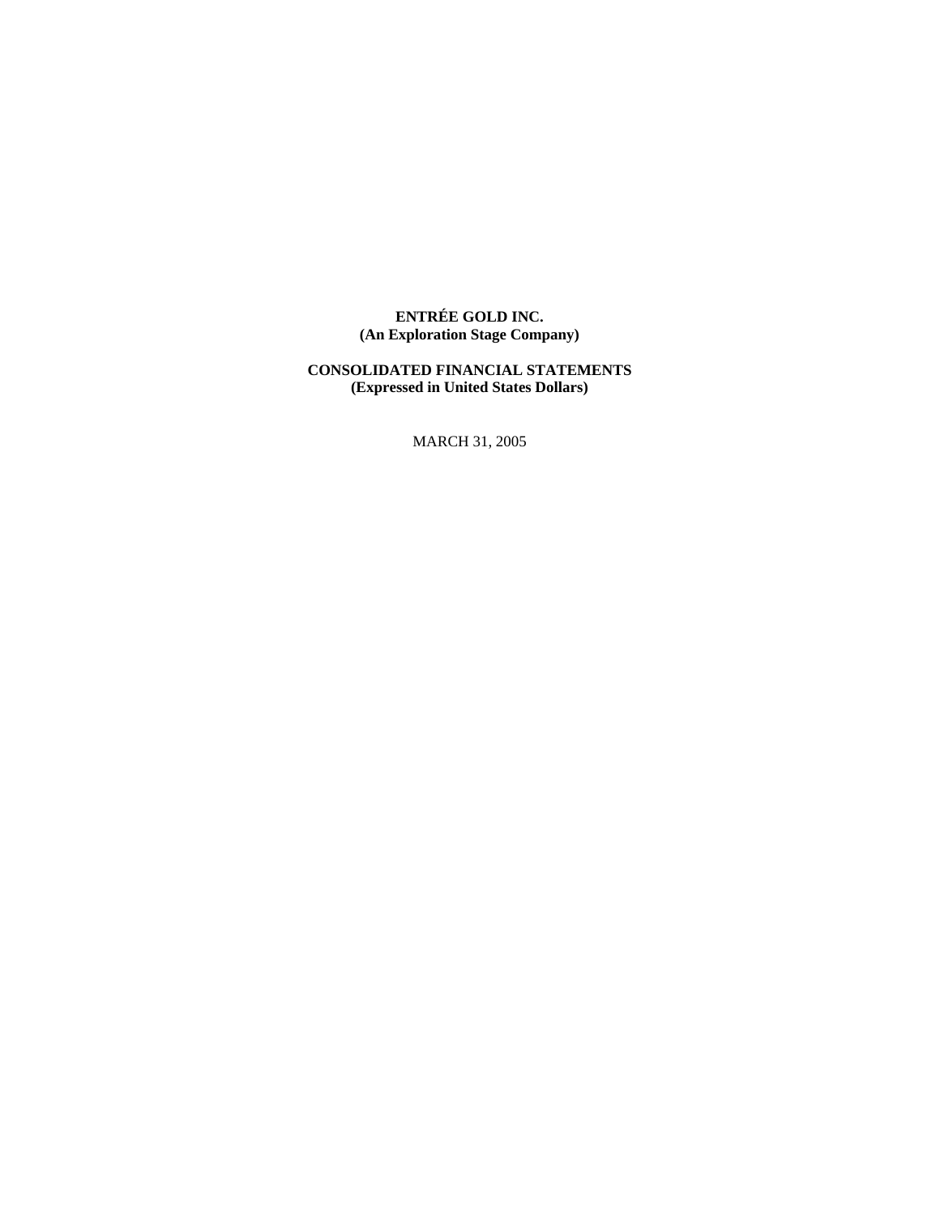**ENTRÉE GOLD INC.**
**(An Exploration Stage Company)**

**CONSOLIDATED FINANCIAL STATEMENTS**
**(Expressed in United States Dollars)**

MARCH 31, 2005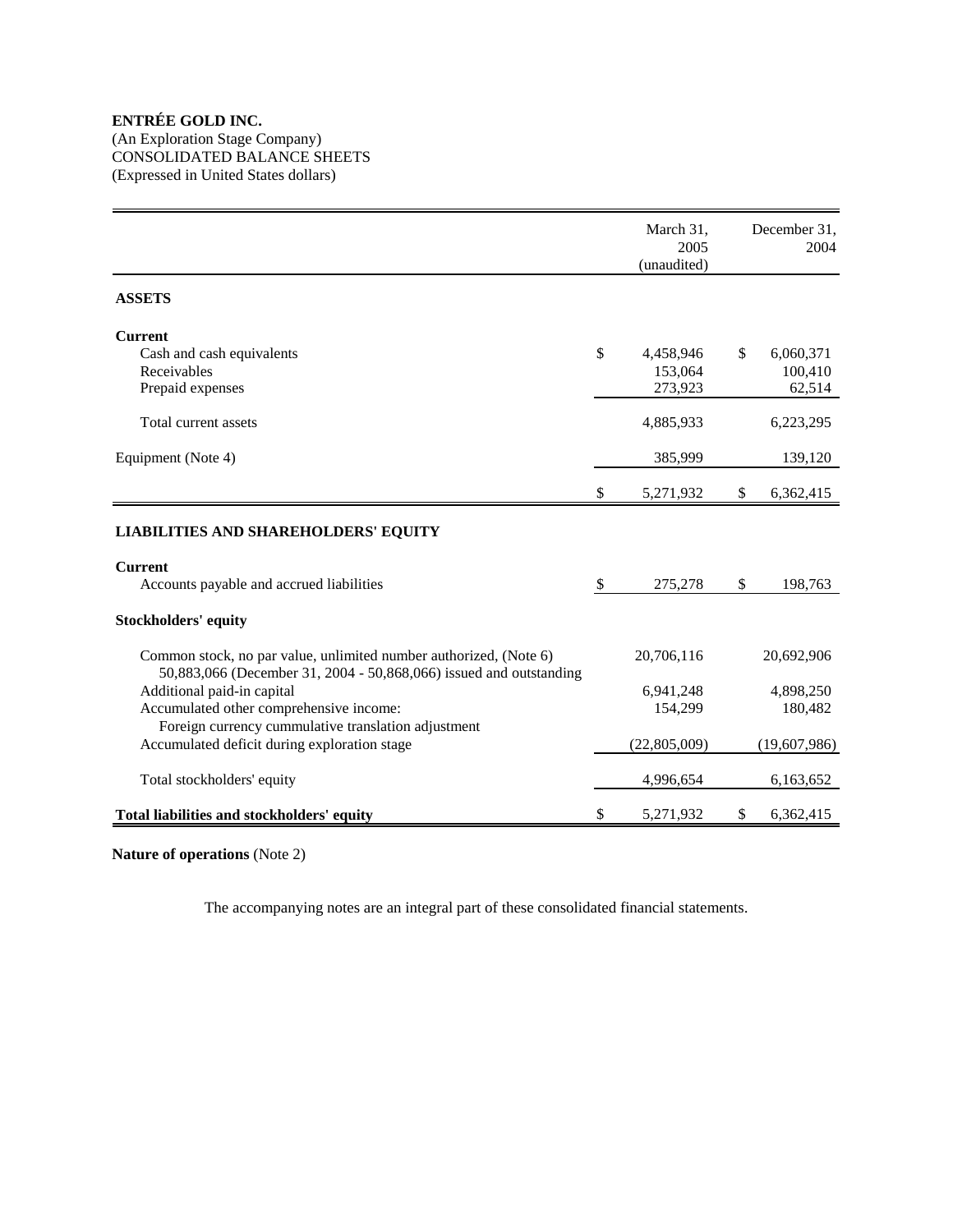**ENTRÉE GOLD INC.**
(An Exploration Stage Company)
CONSOLIDATED BALANCE SHEETS
(Expressed in United States dollars)

| | March 31, 2005 (unaudited) | December 31, 2004 |
|---|---|---|
| **ASSETS** | | |
| **Current** | | |
| Cash and cash equivalents | $ 4,458,946 | $ 6,060,371 |
| Receivables | 153,064 | 100,410 |
| Prepaid expenses | 273,923 | 62,514 |
| Total current assets | 4,885,933 | 6,223,295 |
| Equipment (Note 4) | 385,999 | 139,120 |
| | $ 5,271,932 | $ 6,362,415 |
| **LIABILITIES AND SHAREHOLDERS' EQUITY** | | |
| **Current** | | |
| Accounts payable and accrued liabilities | $ 275,278 | $ 198,763 |
| **Stockholders' equity** | | |
| Common stock, no par value, unlimited number authorized, (Note 6) 50,883,066 (December 31, 2004 - 50,868,066) issued and outstanding | 20,706,116 | 20,692,906 |
| Additional paid-in capital | 6,941,248 | 4,898,250 |
| Accumulated other comprehensive income: Foreign currency cummulative translation adjustment | 154,299 | 180,482 |
| Accumulated deficit during exploration stage | (22,805,009) | (19,607,986) |
| Total stockholders' equity | 4,996,654 | 6,163,652 |
| **Total liabilities and stockholders' equity** | $ 5,271,932 | $ 6,362,415 |

**Nature of operations** (Note 2)

The accompanying notes are an integral part of these consolidated financial statements.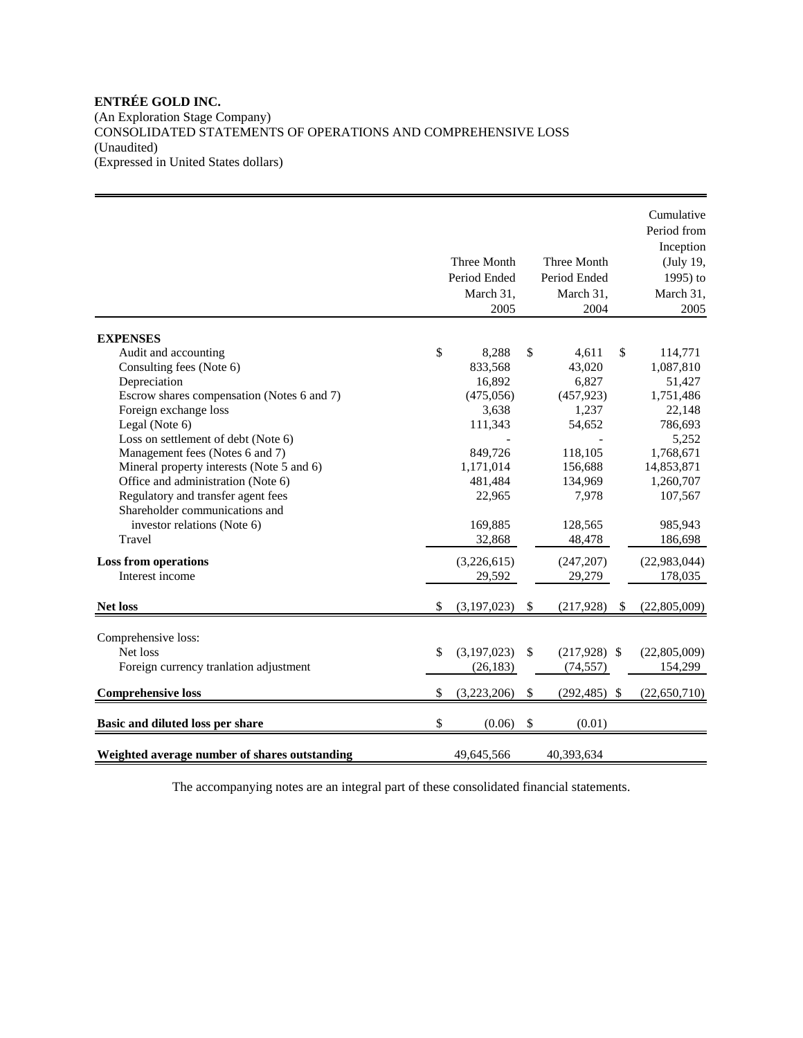**ENTRÉE GOLD INC.**
(An Exploration Stage Company)
CONSOLIDATED STATEMENTS OF OPERATIONS AND COMPREHENSIVE LOSS
(Unaudited)
(Expressed in United States dollars)

| | Three Month Period Ended March 31, 2005 | Three Month Period Ended March 31, 2004 | Cumulative Period from Inception (July 19, 1995) to March 31, 2005 |
|---|---|---|---|
| **EXPENSES** | | | |
| Audit and accounting | $ 8,288 | $ 4,611 | $ 114,771 |
| Consulting fees (Note 6) | 833,568 | 43,020 | 1,087,810 |
| Depreciation | 16,892 | 6,827 | 51,427 |
| Escrow shares compensation (Notes 6 and 7) | (475,056) | (457,923) | 1,751,486 |
| Foreign exchange loss | 3,638 | 1,237 | 22,148 |
| Legal (Note 6) | 111,343 | 54,652 | 786,693 |
| Loss on settlement of debt (Note 6) | - | - | 5,252 |
| Management fees (Notes 6 and 7) | 849,726 | 118,105 | 1,768,671 |
| Mineral property interests (Note 5 and 6) | 1,171,014 | 156,688 | 14,853,871 |
| Office and administration (Note 6) | 481,484 | 134,969 | 1,260,707 |
| Regulatory and transfer agent fees | 22,965 | 7,978 | 107,567 |
| Shareholder communications and investor relations (Note 6) | 169,885 | 128,565 | 985,943 |
| Travel | 32,868 | 48,478 | 186,698 |
| **Loss from operations** | (3,226,615) | (247,207) | (22,983,044) |
| Interest income | 29,592 | 29,279 | 178,035 |
| **Net loss** | $ (3,197,023) | $ (217,928) | $ (22,805,009) |
| Comprehensive loss: | | | |
| Net loss | $ (3,197,023) | $ (217,928) | $ (22,805,009) |
| Foreign currency tranlation adjustment | (26,183) | (74,557) | 154,299 |
| **Comprehensive loss** | $ (3,223,206) | $ (292,485) | $ (22,650,710) |
| **Basic and diluted loss per share** | $ (0.06) | $ (0.01) | |
| **Weighted average number of shares outstanding** | 49,645,566 | 40,393,634 | |

The accompanying notes are an integral part of these consolidated financial statements.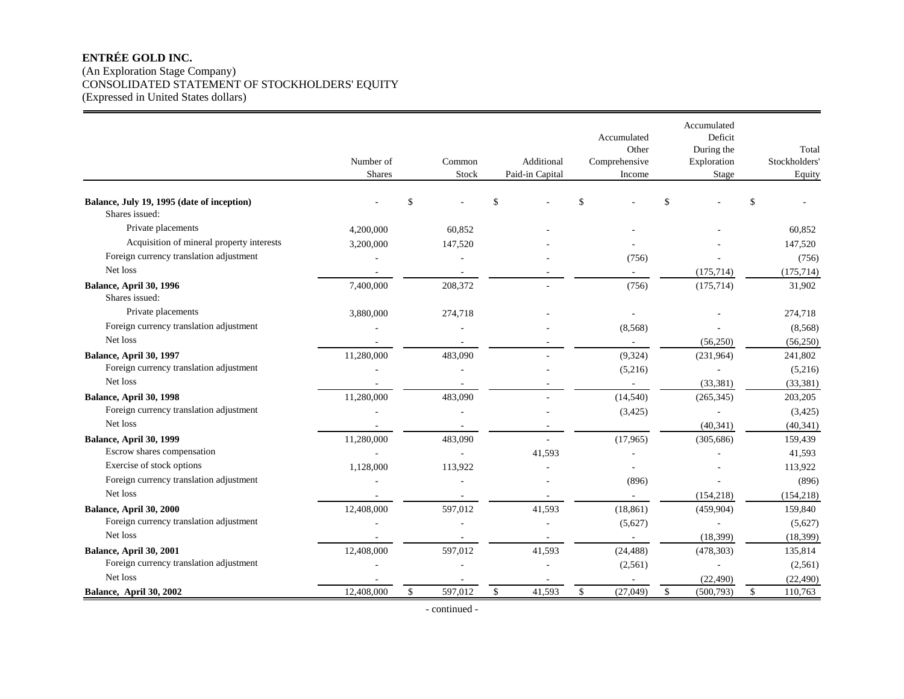**ENTRÉE GOLD INC.**
(An Exploration Stage Company)
CONSOLIDATED STATEMENT OF STOCKHOLDERS' EQUITY
(Expressed in United States dollars)

| | Number of Shares | Common Stock | Additional Paid-in Capital | Accumulated Other Comprehensive Income | Accumulated Deficit During the Exploration Stage | Total Stockholders' Equity |
|---|---|---|---|---|---|---|
| **Balance, July 19, 1995 (date of inception)** | - | $ - | $ - | $ - | $ - | $ - |
| Shares issued: | | | | | | |
| Private placements | 4,200,000 | 60,852 | - | - | - | 60,852 |
| Acquisition of mineral property interests | 3,200,000 | 147,520 | - | - | - | 147,520 |
| Foreign currency translation adjustment | - | - | - | (756) | - | (756) |
| Net loss | - | - | - | - | (175,714) | (175,714) |
| **Balance, April 30, 1996** | 7,400,000 | 208,372 | - | (756) | (175,714) | 31,902 |
| Shares issued: | | | | | | |
| Private placements | 3,880,000 | 274,718 | - | - | - | 274,718 |
| Foreign currency translation adjustment | - | - | - | (8,568) | - | (8,568) |
| Net loss | - | - | - | - | (56,250) | (56,250) |
| **Balance, April 30, 1997** | 11,280,000 | 483,090 | - | (9,324) | (231,964) | 241,802 |
| Foreign currency translation adjustment | - | - | - | (5,216) | - | (5,216) |
| Net loss | - | - | - | - | (33,381) | (33,381) |
| **Balance, April 30, 1998** | 11,280,000 | 483,090 | - | (14,540) | (265,345) | 203,205 |
| Foreign currency translation adjustment | - | - | - | (3,425) | - | (3,425) |
| Net loss | - | - | - | | (40,341) | (40,341) |
| **Balance, April 30, 1999** | 11,280,000 | 483,090 | - | (17,965) | (305,686) | 159,439 |
| Escrow shares compensation | - | - | 41,593 | - | - | 41,593 |
| Exercise of stock options | 1,128,000 | 113,922 | - | - | - | 113,922 |
| Foreign currency translation adjustment | - | - | - | (896) | - | (896) |
| Net loss | - | - | - | - | (154,218) | (154,218) |
| **Balance, April 30, 2000** | 12,408,000 | 597,012 | 41,593 | (18,861) | (459,904) | 159,840 |
| Foreign currency translation adjustment | - | - | - | (5,627) | - | (5,627) |
| Net loss | - | - | - | - | (18,399) | (18,399) |
| **Balance, April 30, 2001** | 12,408,000 | 597,012 | 41,593 | (24,488) | (478,303) | 135,814 |
| Foreign currency translation adjustment | - | - | - | (2,561) | - | (2,561) |
| Net loss | - | - | - | - | (22,490) | (22,490) |
| **Balance, April 30, 2002** | 12,408,000 | $ 597,012 | $ 41,593 | $ (27,049) | $ (500,793) | $ 110,763 |

- continued -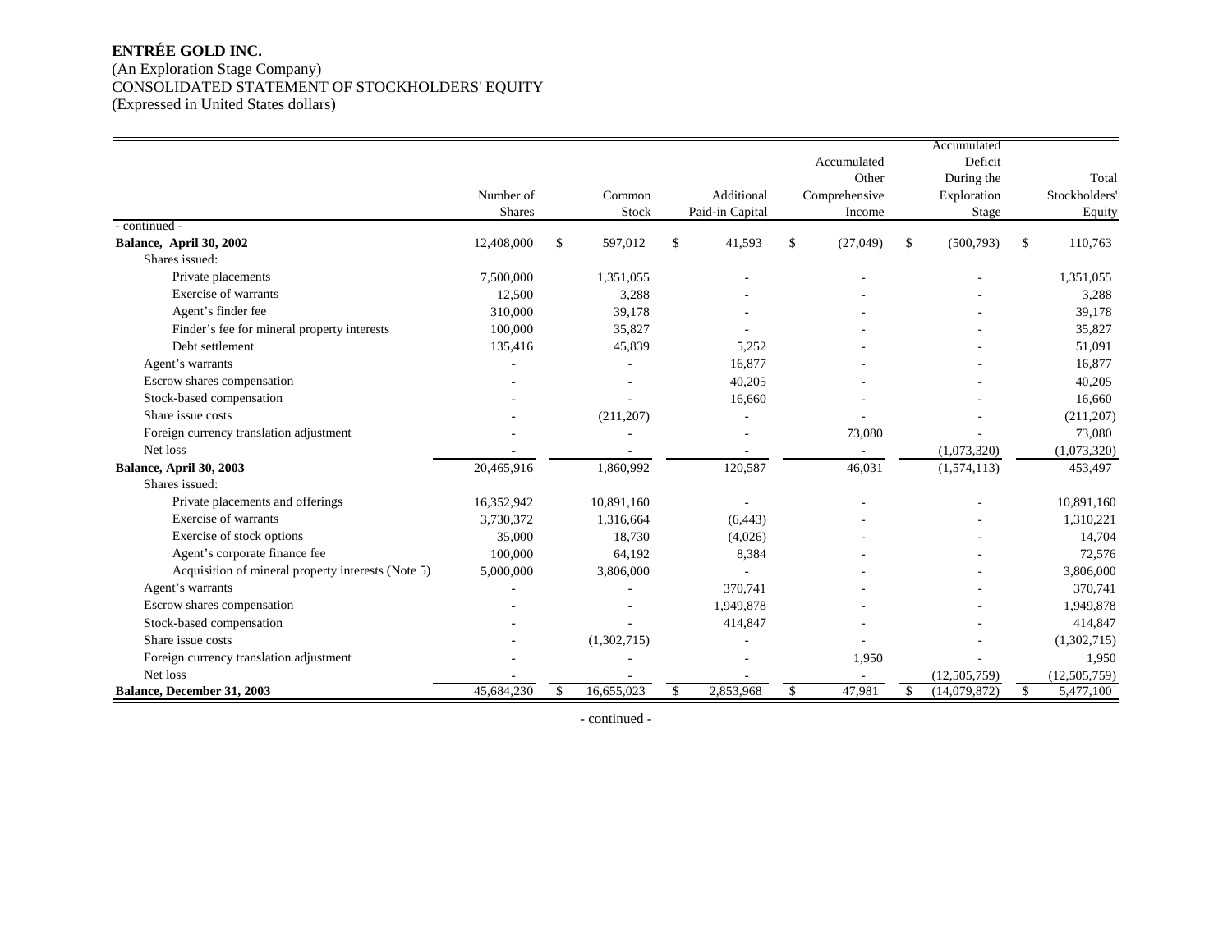**ENTRÉE GOLD INC.**
(An Exploration Stage Company)
CONSOLIDATED STATEMENT OF STOCKHOLDERS' EQUITY
(Expressed in United States dollars)

| | Number of Shares | Common Stock | Additional Paid-in Capital | Accumulated Other Comprehensive Income | Accumulated Deficit During the Exploration Stage | Total Stockholders' Equity |
|---|---|---|---|---|---|---|
| - continued - | | | | | | |
| **Balance, April 30, 2002** | 12,408,000 | $ 597,012 | $ 41,593 | $ (27,049) | $ (500,793) | $ 110,763 |
| Shares issued: | | | | | | |
| Private placements | 7,500,000 | 1,351,055 | - | - | - | 1,351,055 |
| Exercise of warrants | 12,500 | 3,288 | - | - | - | 3,288 |
| Agent’s finder fee | 310,000 | 39,178 | - | - | - | 39,178 |
| Finder’s fee for mineral property interests | 100,000 | 35,827 | - | - | - | 35,827 |
| Debt settlement | 135,416 | 45,839 | 5,252 | - | - | 51,091 |
| Agent’s warrants | - | - | 16,877 | - | - | 16,877 |
| Escrow shares compensation | - | - | 40,205 | - | - | 40,205 |
| Stock-based compensation | - | - | 16,660 | - | - | 16,660 |
| Share issue costs | - | (211,207) | - | - | - | (211,207) |
| Foreign currency translation adjustment | - | - | - | 73,080 | - | 73,080 |
| Net loss | - | - | - | - | (1,073,320) | (1,073,320) |
| **Balance, April 30, 2003** | 20,465,916 | 1,860,992 | 120,587 | 46,031 | (1,574,113) | 453,497 |
| Shares issued: | | | | | | |
| Private placements and offerings | 16,352,942 | 10,891,160 | - | - | - | 10,891,160 |
| Exercise of warrants | 3,730,372 | 1,316,664 | (6,443) | - | - | 1,310,221 |
| Exercise of stock options | 35,000 | 18,730 | (4,026) | - | - | 14,704 |
| Agent’s corporate finance fee | 100,000 | 64,192 | 8,384 | - | - | 72,576 |
| Acquisition of mineral property interests (Note 5) | 5,000,000 | 3,806,000 | - | - | - | 3,806,000 |
| Agent’s warrants | - | - | 370,741 | - | - | 370,741 |
| Escrow shares compensation | - | - | 1,949,878 | - | - | 1,949,878 |
| Stock-based compensation | - | - | 414,847 | - | - | 414,847 |
| Share issue costs | - | (1,302,715) | - | - | - | (1,302,715) |
| Foreign currency translation adjustment | - | - | - | 1,950 | - | 1,950 |
| Net loss | - | - | - | - | (12,505,759) | (12,505,759) |
| **Balance, December 31, 2003** | 45,684,230 | $ 16,655,023 | $ 2,853,968 | $ 47,981 | $ (14,079,872) | $ 5,477,100 |

- continued -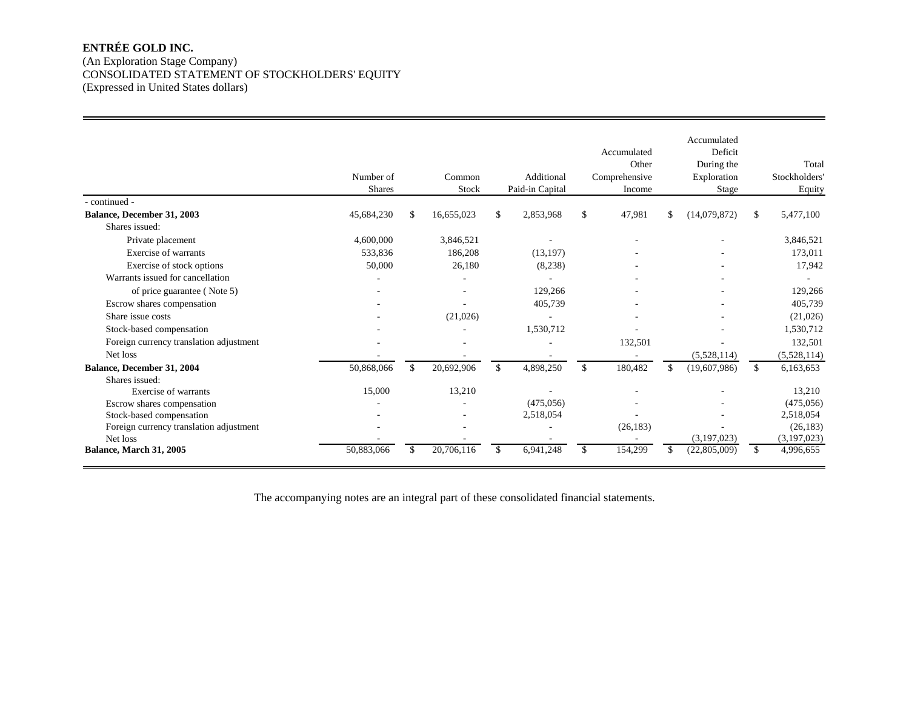**ENTRÉE GOLD INC.**
(An Exploration Stage Company)
CONSOLIDATED STATEMENT OF STOCKHOLDERS' EQUITY
(Expressed in United States dollars)

| | Number of Shares | Common Stock | Additional Paid-in Capital | Accumulated Other Comprehensive Income | Accumulated Deficit During the Exploration Stage | Total Stockholders' Equity |
|---|---|---|---|---|---|---|
| - continued - | | | | | | |
| **Balance, December 31, 2003** | 45,684,230 | $ 16,655,023 | $ 2,853,968 | $ 47,981 | $ (14,079,872) | $ 5,477,100 |
| Shares issued: | | | | | | |
| Private placement | 4,600,000 | 3,846,521 | - | - | - | 3,846,521 |
| Exercise of warrants | 533,836 | 186,208 | (13,197) | - | - | 173,011 |
| Exercise of stock options | 50,000 | 26,180 | (8,238) | - | - | 17,942 |
| Warrants issued for cancellation | - | - | - | - | - | - |
| of price guarantee ( Note 5) | - | - | 129,266 | - | - | 129,266 |
| Escrow shares compensation | - | - | 405,739 | - | - | 405,739 |
| Share issue costs | - | (21,026) | - | - | - | (21,026) |
| Stock-based compensation | - | - | 1,530,712 | - | - | 1,530,712 |
| Foreign currency translation adjustment | - | - | - | 132,501 | - | 132,501 |
| Net loss | - | - | - | - | (5,528,114) | (5,528,114) |
| **Balance, December 31, 2004** | 50,868,066 | $ 20,692,906 | $ 4,898,250 | $ 180,482 | $ (19,607,986) | $ 6,163,653 |
| Shares issued: | | | | | | |
| Exercise of warrants | 15,000 | 13,210 | - | - | - | 13,210 |
| Escrow shares compensation | - | - | (475,056) | - | - | (475,056) |
| Stock-based compensation | - | - | 2,518,054 | - | - | 2,518,054 |
| Foreign currency translation adjustment | - | - | - | (26,183) | - | (26,183) |
| Net loss | - | - | - | - | (3,197,023) | (3,197,023) |
| **Balance, March 31, 2005** | 50,883,066 | $ 20,706,116 | $ 6,941,248 | $ 154,299 | $ (22,805,009) | $ 4,996,655 |

The accompanying notes are an integral part of these consolidated financial statements.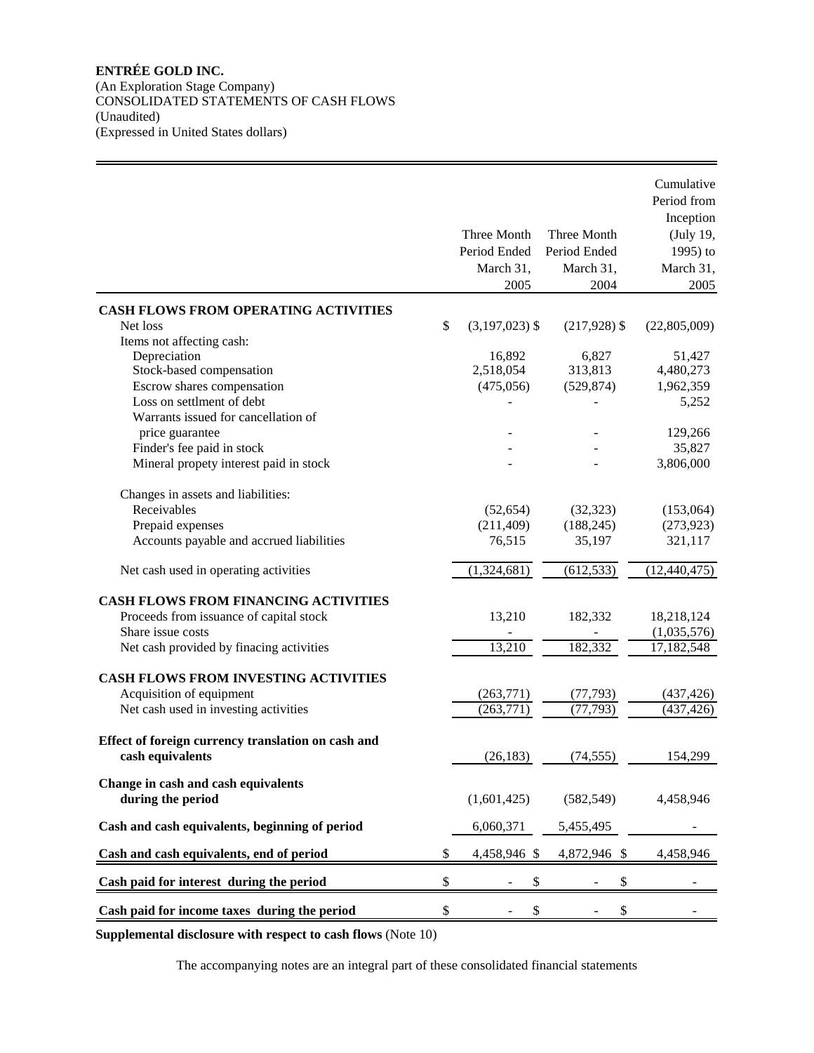**ENTRÉE GOLD INC.**
(An Exploration Stage Company)
CONSOLIDATED STATEMENTS OF CASH FLOWS
(Unaudited)
(Expressed in United States dollars)

| | Three Month Period Ended March 31, 2005 | Three Month Period Ended March 31, 2004 | Cumulative Period from Inception (July 19, 1995) to March 31, 2005 |
|---|---|---|---|
| **CASH FLOWS FROM OPERATING ACTIVITIES** | | | |
| Net loss | $ (3,197,023) | $ (217,928) | $ (22,805,009) |
| Items not affecting cash: | | | |
| Depreciation | 16,892 | 6,827 | 51,427 |
| Stock-based compensation | 2,518,054 | 313,813 | 4,480,273 |
| Escrow shares compensation | (475,056) | (529,874) | 1,962,359 |
| Loss on settlment of debt | - | - | 5,252 |
| Warrants issued for cancellation of price guarantee | - | - | 129,266 |
| Finder's fee paid in stock | - | - | 35,827 |
| Mineral propety interest paid in stock | - | - | 3,806,000 |
| Changes in assets and liabilities: | | | |
| Receivables | (52,654) | (32,323) | (153,064) |
| Prepaid expenses | (211,409) | (188,245) | (273,923) |
| Accounts payable and accrued liabilities | 76,515 | 35,197 | 321,117 |
| Net cash used in operating activities | (1,324,681) | (612,533) | (12,440,475) |
| **CASH FLOWS FROM FINANCING ACTIVITIES** | | | |
| Proceeds from issuance of capital stock | 13,210 | 182,332 | 18,218,124 |
| Share issue costs | - | - | (1,035,576) |
| Net cash provided by finacing activities | 13,210 | 182,332 | 17,182,548 |
| **CASH FLOWS FROM INVESTING ACTIVITIES** | | | |
| Acquisition of equipment | (263,771) | (77,793) | (437,426) |
| Net cash used in investing activities | (263,771) | (77,793) | (437,426) |
| **Effect of foreign currency translation on cash and cash equivalents** | (26,183) | (74,555) | 154,299 |
| **Change in cash and cash equivalents during the period** | (1,601,425) | (582,549) | 4,458,946 |
| **Cash and cash equivalents, beginning of period** | 6,060,371 | 5,455,495 | - |
| **Cash and cash equivalents, end of period** | $ 4,458,946 | $ 4,872,946 | $ 4,458,946 |
| **Cash paid for interest during the period** | $ - | $ - | $ - |
| **Cash paid for income taxes during the period** | $ - | $ - | $ - |

**Supplemental disclosure with respect to cash flows** (Note 10)

The accompanying notes are an integral part of these consolidated financial statements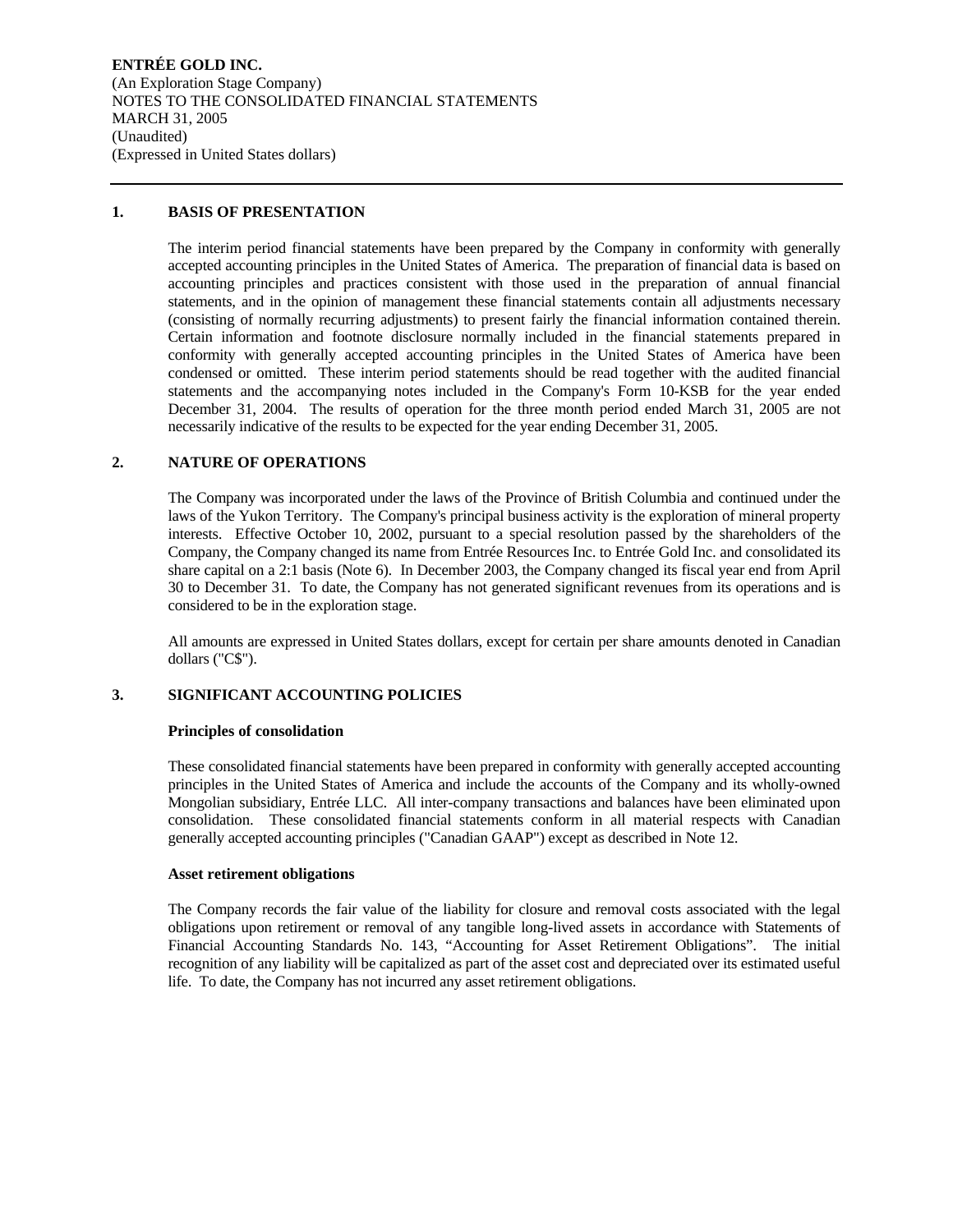**ENTRÉE GOLD INC.**
(An Exploration Stage Company)
NOTES TO THE CONSOLIDATED FINANCIAL STATEMENTS
MARCH 31, 2005
(Unaudited)
(Expressed in United States dollars)

---

## 1. BASIS OF PRESENTATION

The interim period financial statements have been prepared by the Company in conformity with generally accepted accounting principles in the United States of America. The preparation of financial data is based on accounting principles and practices consistent with those used in the preparation of annual financial statements, and in the opinion of management these financial statements contain all adjustments necessary (consisting of normally recurring adjustments) to present fairly the financial information contained therein. Certain information and footnote disclosure normally included in the financial statements prepared in conformity with generally accepted accounting principles in the United States of America have been condensed or omitted. These interim period statements should be read together with the audited financial statements and the accompanying notes included in the Company's Form 10-KSB for the year ended December 31, 2004. The results of operation for the three month period ended March 31, 2005 are not necessarily indicative of the results to be expected for the year ending December 31, 2005.

## 2. NATURE OF OPERATIONS

The Company was incorporated under the laws of the Province of British Columbia and continued under the laws of the Yukon Territory. The Company's principal business activity is the exploration of mineral property interests. Effective October 10, 2002, pursuant to a special resolution passed by the shareholders of the Company, the Company changed its name from Entrée Resources Inc. to Entrée Gold Inc. and consolidated its share capital on a 2:1 basis (Note 6). In December 2003, the Company changed its fiscal year end from April 30 to December 31. To date, the Company has not generated significant revenues from its operations and is considered to be in the exploration stage.

All amounts are expressed in United States dollars, except for certain per share amounts denoted in Canadian dollars ("C$").

## 3. SIGNIFICANT ACCOUNTING POLICIES

**Principles of consolidation**

These consolidated financial statements have been prepared in conformity with generally accepted accounting principles in the United States of America and include the accounts of the Company and its wholly-owned Mongolian subsidiary, Entrée LLC. All inter-company transactions and balances have been eliminated upon consolidation. These consolidated financial statements conform in all material respects with Canadian generally accepted accounting principles ("Canadian GAAP") except as described in Note 12.

**Asset retirement obligations**

The Company records the fair value of the liability for closure and removal costs associated with the legal obligations upon retirement or removal of any tangible long-lived assets in accordance with Statements of Financial Accounting Standards No. 143, "Accounting for Asset Retirement Obligations". The initial recognition of any liability will be capitalized as part of the asset cost and depreciated over its estimated useful life. To date, the Company has not incurred any asset retirement obligations.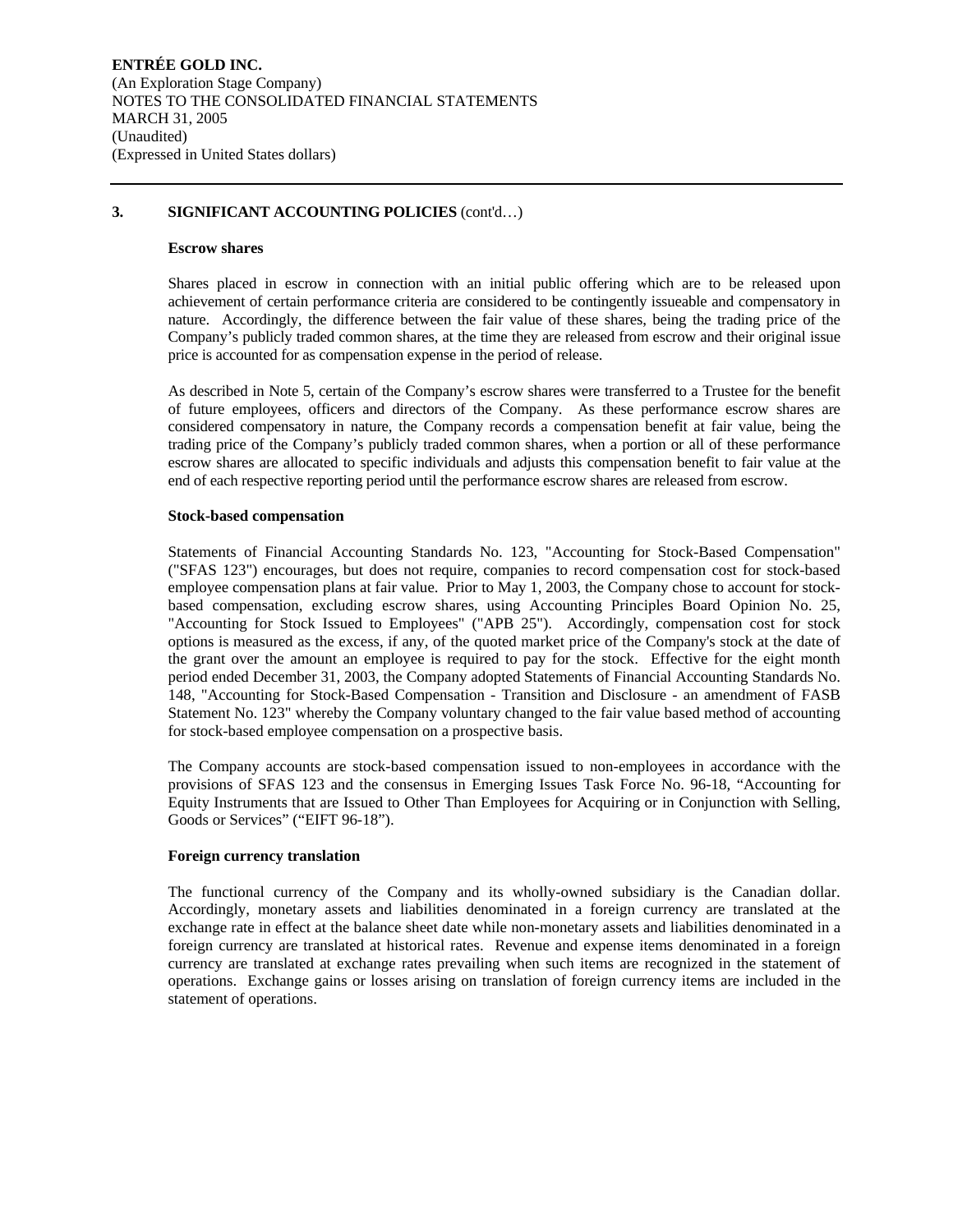**ENTRÉE GOLD INC.**
(An Exploration Stage Company)
NOTES TO THE CONSOLIDATED FINANCIAL STATEMENTS
MARCH 31, 2005
(Unaudited)
(Expressed in United States dollars)

## 3. SIGNIFICANT ACCOUNTING POLICIES (cont'd…)

### Escrow shares

Shares placed in escrow in connection with an initial public offering which are to be released upon achievement of certain performance criteria are considered to be contingently issueable and compensatory in nature. Accordingly, the difference between the fair value of these shares, being the trading price of the Company's publicly traded common shares, at the time they are released from escrow and their original issue price is accounted for as compensation expense in the period of release.

As described in Note 5, certain of the Company's escrow shares were transferred to a Trustee for the benefit of future employees, officers and directors of the Company. As these performance escrow shares are considered compensatory in nature, the Company records a compensation benefit at fair value, being the trading price of the Company's publicly traded common shares, when a portion or all of these performance escrow shares are allocated to specific individuals and adjusts this compensation benefit to fair value at the end of each respective reporting period until the performance escrow shares are released from escrow.

### Stock-based compensation

Statements of Financial Accounting Standards No. 123, "Accounting for Stock-Based Compensation" ("SFAS 123") encourages, but does not require, companies to record compensation cost for stock-based employee compensation plans at fair value. Prior to May 1, 2003, the Company chose to account for stock-based compensation, excluding escrow shares, using Accounting Principles Board Opinion No. 25, "Accounting for Stock Issued to Employees" ("APB 25"). Accordingly, compensation cost for stock options is measured as the excess, if any, of the quoted market price of the Company's stock at the date of the grant over the amount an employee is required to pay for the stock. Effective for the eight month period ended December 31, 2003, the Company adopted Statements of Financial Accounting Standards No. 148, "Accounting for Stock-Based Compensation - Transition and Disclosure - an amendment of FASB Statement No. 123" whereby the Company voluntary changed to the fair value based method of accounting for stock-based employee compensation on a prospective basis.

The Company accounts are stock-based compensation issued to non-employees in accordance with the provisions of SFAS 123 and the consensus in Emerging Issues Task Force No. 96-18, "Accounting for Equity Instruments that are Issued to Other Than Employees for Acquiring or in Conjunction with Selling, Goods or Services" ("EIFT 96-18").

### Foreign currency translation

The functional currency of the Company and its wholly-owned subsidiary is the Canadian dollar. Accordingly, monetary assets and liabilities denominated in a foreign currency are translated at the exchange rate in effect at the balance sheet date while non-monetary assets and liabilities denominated in a foreign currency are translated at historical rates. Revenue and expense items denominated in a foreign currency are translated at exchange rates prevailing when such items are recognized in the statement of operations. Exchange gains or losses arising on translation of foreign currency items are included in the statement of operations.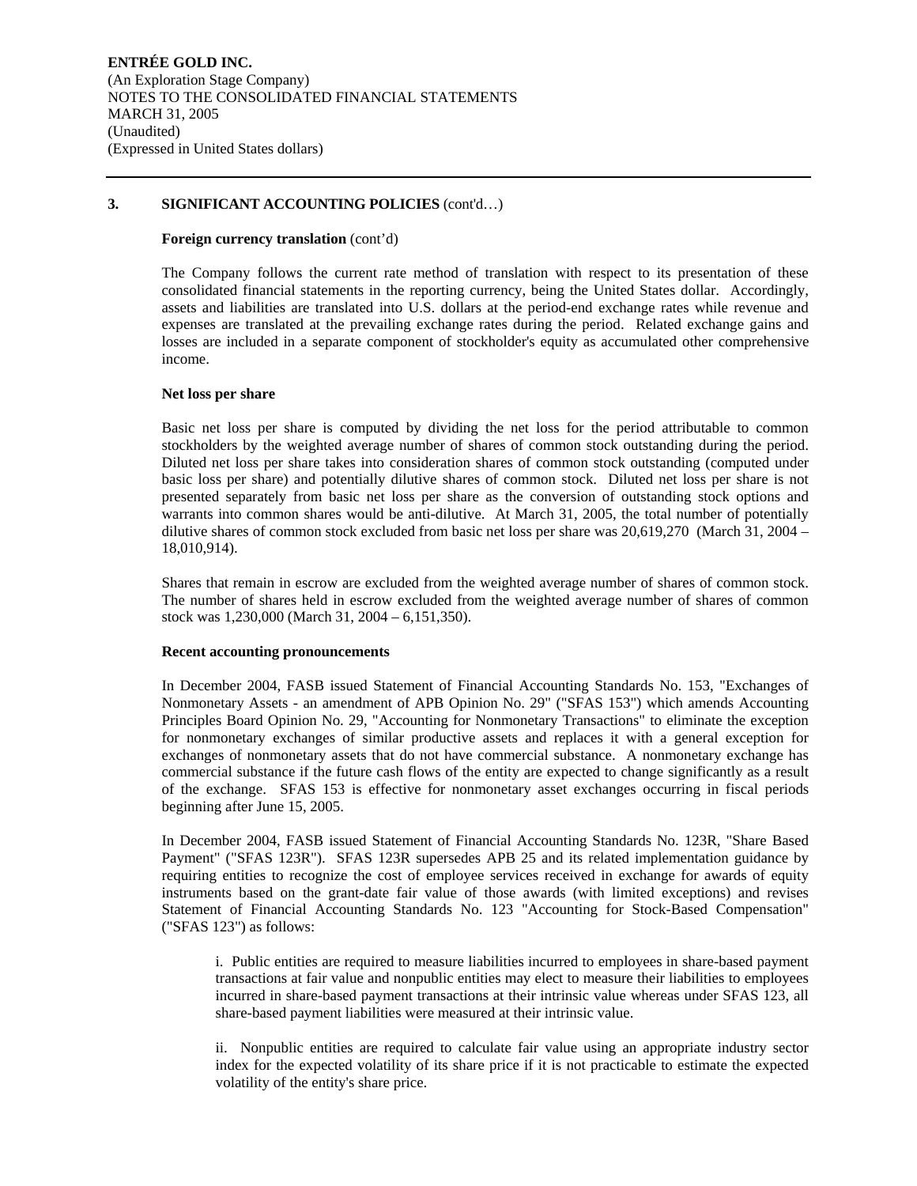**ENTRÉE GOLD INC.**
(An Exploration Stage Company)
NOTES TO THE CONSOLIDATED FINANCIAL STATEMENTS
MARCH 31, 2005
(Unaudited)
(Expressed in United States dollars)

---

## 3. SIGNIFICANT ACCOUNTING POLICIES (cont'd…)

### Foreign currency translation (cont'd)

The Company follows the current rate method of translation with respect to its presentation of these consolidated financial statements in the reporting currency, being the United States dollar. Accordingly, assets and liabilities are translated into U.S. dollars at the period-end exchange rates while revenue and expenses are translated at the prevailing exchange rates during the period. Related exchange gains and losses are included in a separate component of stockholder's equity as accumulated other comprehensive income.

### Net loss per share

Basic net loss per share is computed by dividing the net loss for the period attributable to common stockholders by the weighted average number of shares of common stock outstanding during the period. Diluted net loss per share takes into consideration shares of common stock outstanding (computed under basic loss per share) and potentially dilutive shares of common stock. Diluted net loss per share is not presented separately from basic net loss per share as the conversion of outstanding stock options and warrants into common shares would be anti-dilutive. At March 31, 2005, the total number of potentially dilutive shares of common stock excluded from basic net loss per share was 20,619,270 (March 31, 2004 – 18,010,914).

Shares that remain in escrow are excluded from the weighted average number of shares of common stock. The number of shares held in escrow excluded from the weighted average number of shares of common stock was 1,230,000 (March 31, 2004 – 6,151,350).

### Recent accounting pronouncements

In December 2004, FASB issued Statement of Financial Accounting Standards No. 153, "Exchanges of Nonmonetary Assets - an amendment of APB Opinion No. 29" ("SFAS 153") which amends Accounting Principles Board Opinion No. 29, "Accounting for Nonmonetary Transactions" to eliminate the exception for nonmonetary exchanges of similar productive assets and replaces it with a general exception for exchanges of nonmonetary assets that do not have commercial substance. A nonmonetary exchange has commercial substance if the future cash flows of the entity are expected to change significantly as a result of the exchange. SFAS 153 is effective for nonmonetary asset exchanges occurring in fiscal periods beginning after June 15, 2005.

In December 2004, FASB issued Statement of Financial Accounting Standards No. 123R, "Share Based Payment" ("SFAS 123R"). SFAS 123R supersedes APB 25 and its related implementation guidance by requiring entities to recognize the cost of employee services received in exchange for awards of equity instruments based on the grant-date fair value of those awards (with limited exceptions) and revises Statement of Financial Accounting Standards No. 123 "Accounting for Stock-Based Compensation" ("SFAS 123") as follows:

i. Public entities are required to measure liabilities incurred to employees in share-based payment transactions at fair value and nonpublic entities may elect to measure their liabilities to employees incurred in share-based payment transactions at their intrinsic value whereas under SFAS 123, all share-based payment liabilities were measured at their intrinsic value.

ii. Nonpublic entities are required to calculate fair value using an appropriate industry sector index for the expected volatility of its share price if it is not practicable to estimate the expected volatility of the entity's share price.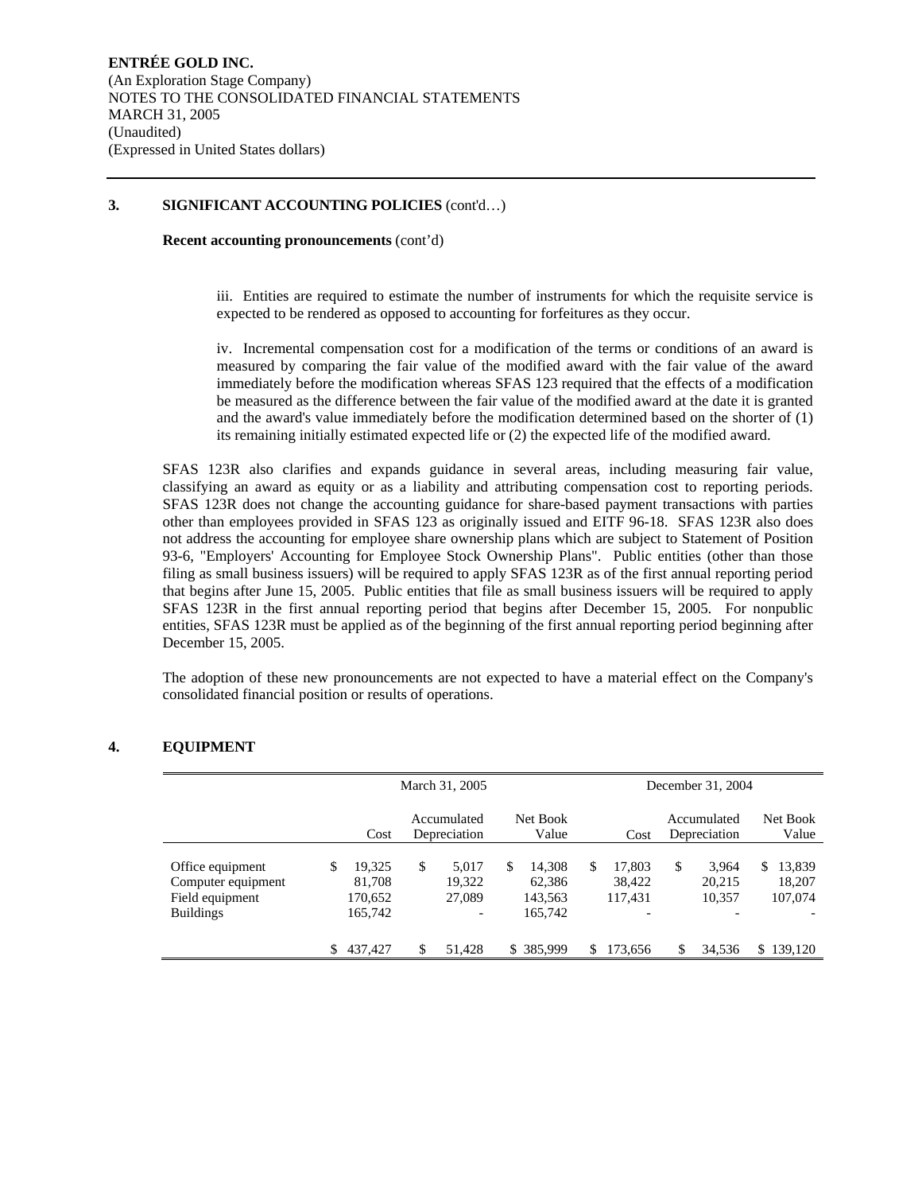**ENTRÉE GOLD INC.**
(An Exploration Stage Company)
NOTES TO THE CONSOLIDATED FINANCIAL STATEMENTS
MARCH 31, 2005
(Unaudited)
(Expressed in United States dollars)

## 3. SIGNIFICANT ACCOUNTING POLICIES (cont'd…)

**Recent accounting pronouncements** (cont'd)

iii. Entities are required to estimate the number of instruments for which the requisite service is expected to be rendered as opposed to accounting for forfeitures as they occur.

iv. Incremental compensation cost for a modification of the terms or conditions of an award is measured by comparing the fair value of the modified award with the fair value of the award immediately before the modification whereas SFAS 123 required that the effects of a modification be measured as the difference between the fair value of the modified award at the date it is granted and the award's value immediately before the modification determined based on the shorter of (1) its remaining initially estimated expected life or (2) the expected life of the modified award.

SFAS 123R also clarifies and expands guidance in several areas, including measuring fair value, classifying an award as equity or as a liability and attributing compensation cost to reporting periods. SFAS 123R does not change the accounting guidance for share-based payment transactions with parties other than employees provided in SFAS 123 as originally issued and EITF 96-18. SFAS 123R also does not address the accounting for employee share ownership plans which are subject to Statement of Position 93-6, "Employers' Accounting for Employee Stock Ownership Plans". Public entities (other than those filing as small business issuers) will be required to apply SFAS 123R as of the first annual reporting period that begins after June 15, 2005. Public entities that file as small business issuers will be required to apply SFAS 123R in the first annual reporting period that begins after December 15, 2005. For nonpublic entities, SFAS 123R must be applied as of the beginning of the first annual reporting period beginning after December 15, 2005.

The adoption of these new pronouncements are not expected to have a material effect on the Company's consolidated financial position or results of operations.

## 4. EQUIPMENT

| | March 31, 2005 | | | December 31, 2004 | | |
|---|---|---|---|---|---|---|
| | Cost | Accumulated Depreciation | Net Book Value | Cost | Accumulated Depreciation | Net Book Value |
| Office equipment | $ 19,325 | $ 5,017 | $ 14,308 | $ 17,803 | $ 3,964 | $ 13,839 |
| Computer equipment | 81,708 | 19,322 | 62,386 | 38,422 | 20,215 | 18,207 |
| Field equipment | 170,652 | 27,089 | 143,563 | 117,431 | 10,357 | 107,074 |
| Buildings | 165,742 | - | 165,742 | - | - | - |
| | $ 437,427 | $ 51,428 | $ 385,999 | $ 173,656 | $ 34,536 | $ 139,120 |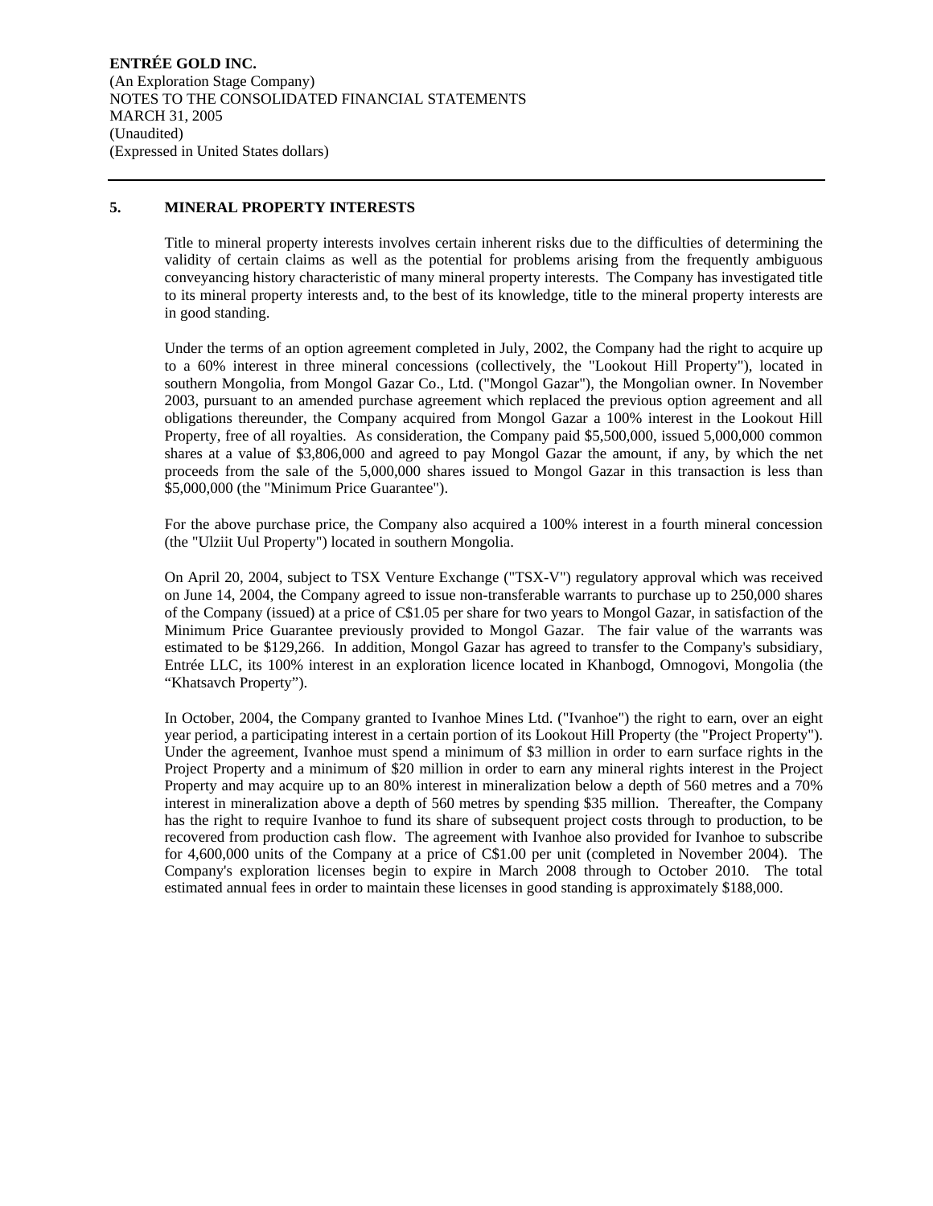**ENTRÉE GOLD INC.**
(An Exploration Stage Company)
NOTES TO THE CONSOLIDATED FINANCIAL STATEMENTS
MARCH 31, 2005
(Unaudited)
(Expressed in United States dollars)

## 5. MINERAL PROPERTY INTERESTS

Title to mineral property interests involves certain inherent risks due to the difficulties of determining the validity of certain claims as well as the potential for problems arising from the frequently ambiguous conveyancing history characteristic of many mineral property interests. The Company has investigated title to its mineral property interests and, to the best of its knowledge, title to the mineral property interests are in good standing.

Under the terms of an option agreement completed in July, 2002, the Company had the right to acquire up to a 60% interest in three mineral concessions (collectively, the "Lookout Hill Property"), located in southern Mongolia, from Mongol Gazar Co., Ltd. ("Mongol Gazar"), the Mongolian owner. In November 2003, pursuant to an amended purchase agreement which replaced the previous option agreement and all obligations thereunder, the Company acquired from Mongol Gazar a 100% interest in the Lookout Hill Property, free of all royalties. As consideration, the Company paid $5,500,000, issued 5,000,000 common shares at a value of $3,806,000 and agreed to pay Mongol Gazar the amount, if any, by which the net proceeds from the sale of the 5,000,000 shares issued to Mongol Gazar in this transaction is less than $5,000,000 (the "Minimum Price Guarantee").

For the above purchase price, the Company also acquired a 100% interest in a fourth mineral concession (the "Ulziit Uul Property") located in southern Mongolia.

On April 20, 2004, subject to TSX Venture Exchange ("TSX-V") regulatory approval which was received on June 14, 2004, the Company agreed to issue non-transferable warrants to purchase up to 250,000 shares of the Company (issued) at a price of C$1.05 per share for two years to Mongol Gazar, in satisfaction of the Minimum Price Guarantee previously provided to Mongol Gazar. The fair value of the warrants was estimated to be $129,266. In addition, Mongol Gazar has agreed to transfer to the Company's subsidiary, Entrée LLC, its 100% interest in an exploration licence located in Khanbogd, Omnogovi, Mongolia (the "Khatsavch Property").

In October, 2004, the Company granted to Ivanhoe Mines Ltd. ("Ivanhoe") the right to earn, over an eight year period, a participating interest in a certain portion of its Lookout Hill Property (the "Project Property"). Under the agreement, Ivanhoe must spend a minimum of $3 million in order to earn surface rights in the Project Property and a minimum of $20 million in order to earn any mineral rights interest in the Project Property and may acquire up to an 80% interest in mineralization below a depth of 560 metres and a 70% interest in mineralization above a depth of 560 metres by spending $35 million. Thereafter, the Company has the right to require Ivanhoe to fund its share of subsequent project costs through to production, to be recovered from production cash flow. The agreement with Ivanhoe also provided for Ivanhoe to subscribe for 4,600,000 units of the Company at a price of C$1.00 per unit (completed in November 2004). The Company's exploration licenses begin to expire in March 2008 through to October 2010. The total estimated annual fees in order to maintain these licenses in good standing is approximately $188,000.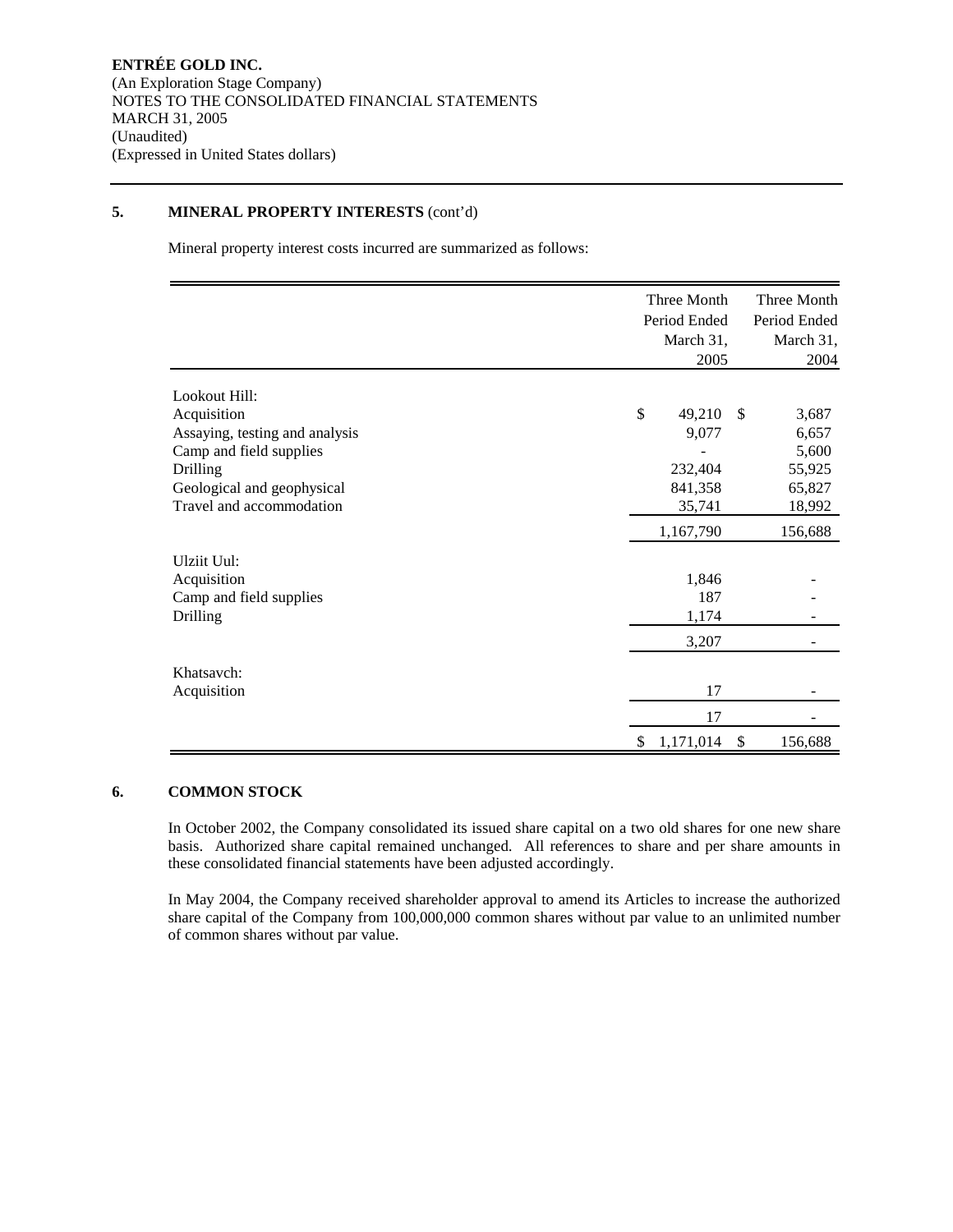**ENTRÉE GOLD INC.**
(An Exploration Stage Company)
NOTES TO THE CONSOLIDATED FINANCIAL STATEMENTS
MARCH 31, 2005
(Unaudited)
(Expressed in United States dollars)

## 5. MINERAL PROPERTY INTERESTS (cont'd)

Mineral property interest costs incurred are summarized as follows:

| | Three Month Period Ended March 31, 2005 | Three Month Period Ended March 31, 2004 |
|---|---|---|
| Lookout Hill: | | |
| Acquisition | $ 49,210 | $ 3,687 |
| Assaying, testing and analysis | 9,077 | 6,657 |
| Camp and field supplies | - | 5,600 |
| Drilling | 232,404 | 55,925 |
| Geological and geophysical | 841,358 | 65,827 |
| Travel and accommodation | 35,741 | 18,992 |
| | 1,167,790 | 156,688 |
| Ulziit Uul: | | |
| Acquisition | 1,846 | - |
| Camp and field supplies | 187 | - |
| Drilling | 1,174 | - |
| | 3,207 | - |
| Khatsavch: | | |
| Acquisition | 17 | - |
| | 17 | - |
| | $ 1,171,014 | $ 156,688 |

## 6. COMMON STOCK

In October 2002, the Company consolidated its issued share capital on a two old shares for one new share basis. Authorized share capital remained unchanged. All references to share and per share amounts in these consolidated financial statements have been adjusted accordingly.

In May 2004, the Company received shareholder approval to amend its Articles to increase the authorized share capital of the Company from 100,000,000 common shares without par value to an unlimited number of common shares without par value.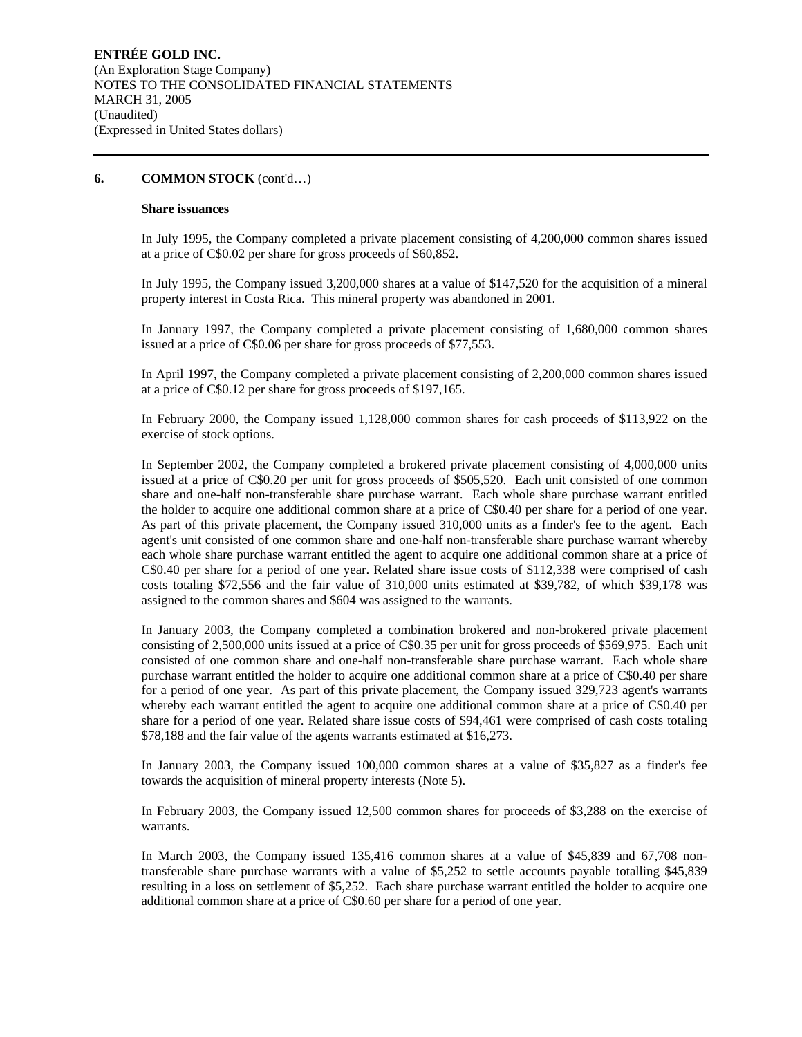**ENTRÉE GOLD INC.**
(An Exploration Stage Company)
NOTES TO THE CONSOLIDATED FINANCIAL STATEMENTS
MARCH 31, 2005
(Unaudited)
(Expressed in United States dollars)

## 6. COMMON STOCK (cont'd…)

**Share issuances**

In July 1995, the Company completed a private placement consisting of 4,200,000 common shares issued at a price of C$0.02 per share for gross proceeds of $60,852.

In July 1995, the Company issued 3,200,000 shares at a value of $147,520 for the acquisition of a mineral property interest in Costa Rica. This mineral property was abandoned in 2001.

In January 1997, the Company completed a private placement consisting of 1,680,000 common shares issued at a price of C$0.06 per share for gross proceeds of $77,553.

In April 1997, the Company completed a private placement consisting of 2,200,000 common shares issued at a price of C$0.12 per share for gross proceeds of $197,165.

In February 2000, the Company issued 1,128,000 common shares for cash proceeds of $113,922 on the exercise of stock options.

In September 2002, the Company completed a brokered private placement consisting of 4,000,000 units issued at a price of C$0.20 per unit for gross proceeds of $505,520. Each unit consisted of one common share and one-half non-transferable share purchase warrant. Each whole share purchase warrant entitled the holder to acquire one additional common share at a price of C$0.40 per share for a period of one year. As part of this private placement, the Company issued 310,000 units as a finder's fee to the agent. Each agent's unit consisted of one common share and one-half non-transferable share purchase warrant whereby each whole share purchase warrant entitled the agent to acquire one additional common share at a price of C$0.40 per share for a period of one year. Related share issue costs of $112,338 were comprised of cash costs totaling $72,556 and the fair value of 310,000 units estimated at $39,782, of which $39,178 was assigned to the common shares and $604 was assigned to the warrants.

In January 2003, the Company completed a combination brokered and non-brokered private placement consisting of 2,500,000 units issued at a price of C$0.35 per unit for gross proceeds of $569,975. Each unit consisted of one common share and one-half non-transferable share purchase warrant. Each whole share purchase warrant entitled the holder to acquire one additional common share at a price of C$0.40 per share for a period of one year. As part of this private placement, the Company issued 329,723 agent's warrants whereby each warrant entitled the agent to acquire one additional common share at a price of C$0.40 per share for a period of one year. Related share issue costs of $94,461 were comprised of cash costs totaling $78,188 and the fair value of the agents warrants estimated at $16,273.

In January 2003, the Company issued 100,000 common shares at a value of $35,827 as a finder's fee towards the acquisition of mineral property interests (Note 5).

In February 2003, the Company issued 12,500 common shares for proceeds of $3,288 on the exercise of warrants.

In March 2003, the Company issued 135,416 common shares at a value of $45,839 and 67,708 non-transferable share purchase warrants with a value of $5,252 to settle accounts payable totalling $45,839 resulting in a loss on settlement of $5,252. Each share purchase warrant entitled the holder to acquire one additional common share at a price of C$0.60 per share for a period of one year.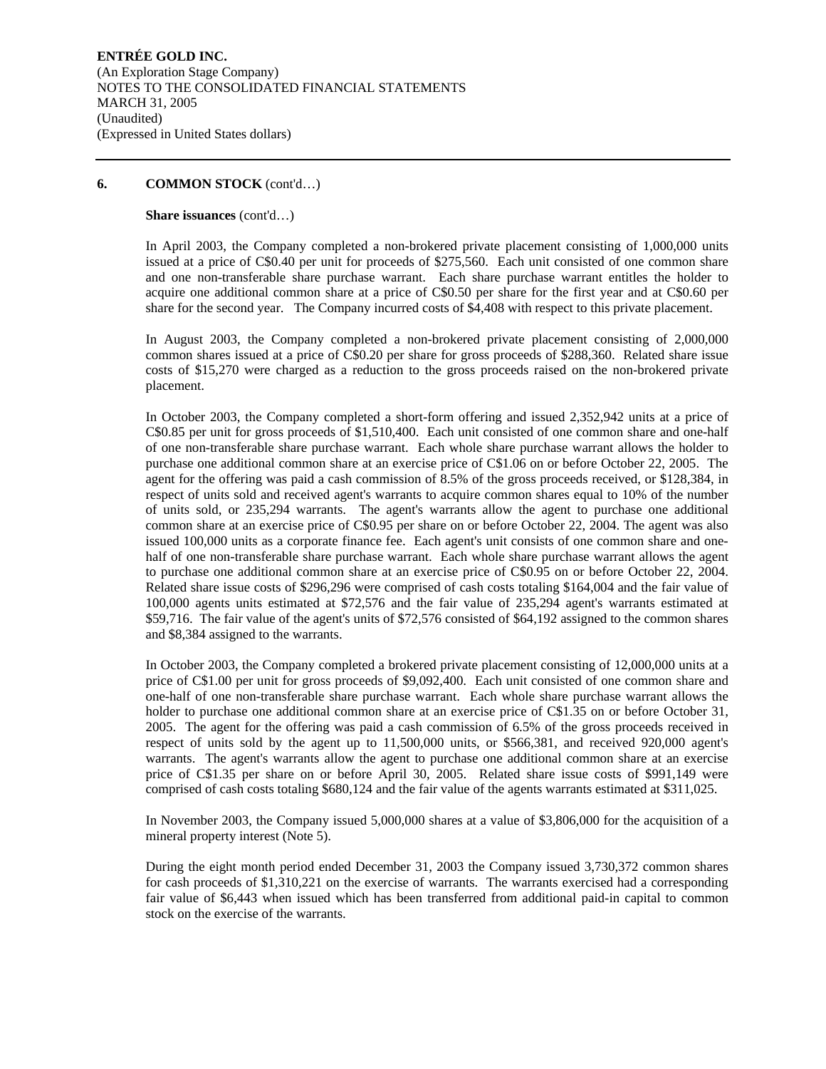**ENTRÉE GOLD INC.**
(An Exploration Stage Company)
NOTES TO THE CONSOLIDATED FINANCIAL STATEMENTS
MARCH 31, 2005
(Unaudited)
(Expressed in United States dollars)

---

**6. COMMON STOCK** (cont'd…)

**Share issuances** (cont'd…)

In April 2003, the Company completed a non-brokered private placement consisting of 1,000,000 units issued at a price of C$0.40 per unit for proceeds of $275,560. Each unit consisted of one common share and one non-transferable share purchase warrant. Each share purchase warrant entitles the holder to acquire one additional common share at a price of C$0.50 per share for the first year and at C$0.60 per share for the second year. The Company incurred costs of $4,408 with respect to this private placement.

In August 2003, the Company completed a non-brokered private placement consisting of 2,000,000 common shares issued at a price of C$0.20 per share for gross proceeds of $288,360. Related share issue costs of $15,270 were charged as a reduction to the gross proceeds raised on the non-brokered private placement.

In October 2003, the Company completed a short-form offering and issued 2,352,942 units at a price of C$0.85 per unit for gross proceeds of $1,510,400. Each unit consisted of one common share and one-half of one non-transferable share purchase warrant. Each whole share purchase warrant allows the holder to purchase one additional common share at an exercise price of C$1.06 on or before October 22, 2005. The agent for the offering was paid a cash commission of 8.5% of the gross proceeds received, or $128,384, in respect of units sold and received agent's warrants to acquire common shares equal to 10% of the number of units sold, or 235,294 warrants. The agent's warrants allow the agent to purchase one additional common share at an exercise price of C$0.95 per share on or before October 22, 2004. The agent was also issued 100,000 units as a corporate finance fee. Each agent's unit consists of one common share and one-half of one non-transferable share purchase warrant. Each whole share purchase warrant allows the agent to purchase one additional common share at an exercise price of C$0.95 on or before October 22, 2004. Related share issue costs of $296,296 were comprised of cash costs totaling $164,004 and the fair value of 100,000 agents units estimated at $72,576 and the fair value of 235,294 agent's warrants estimated at $59,716. The fair value of the agent's units of $72,576 consisted of $64,192 assigned to the common shares and $8,384 assigned to the warrants.

In October 2003, the Company completed a brokered private placement consisting of 12,000,000 units at a price of C$1.00 per unit for gross proceeds of $9,092,400. Each unit consisted of one common share and one-half of one non-transferable share purchase warrant. Each whole share purchase warrant allows the holder to purchase one additional common share at an exercise price of C$1.35 on or before October 31, 2005. The agent for the offering was paid a cash commission of 6.5% of the gross proceeds received in respect of units sold by the agent up to 11,500,000 units, or $566,381, and received 920,000 agent's warrants. The agent's warrants allow the agent to purchase one additional common share at an exercise price of C$1.35 per share on or before April 30, 2005. Related share issue costs of $991,149 were comprised of cash costs totaling $680,124 and the fair value of the agents warrants estimated at $311,025.

In November 2003, the Company issued 5,000,000 shares at a value of $3,806,000 for the acquisition of a mineral property interest (Note 5).

During the eight month period ended December 31, 2003 the Company issued 3,730,372 common shares for cash proceeds of $1,310,221 on the exercise of warrants. The warrants exercised had a corresponding fair value of $6,443 when issued which has been transferred from additional paid-in capital to common stock on the exercise of the warrants.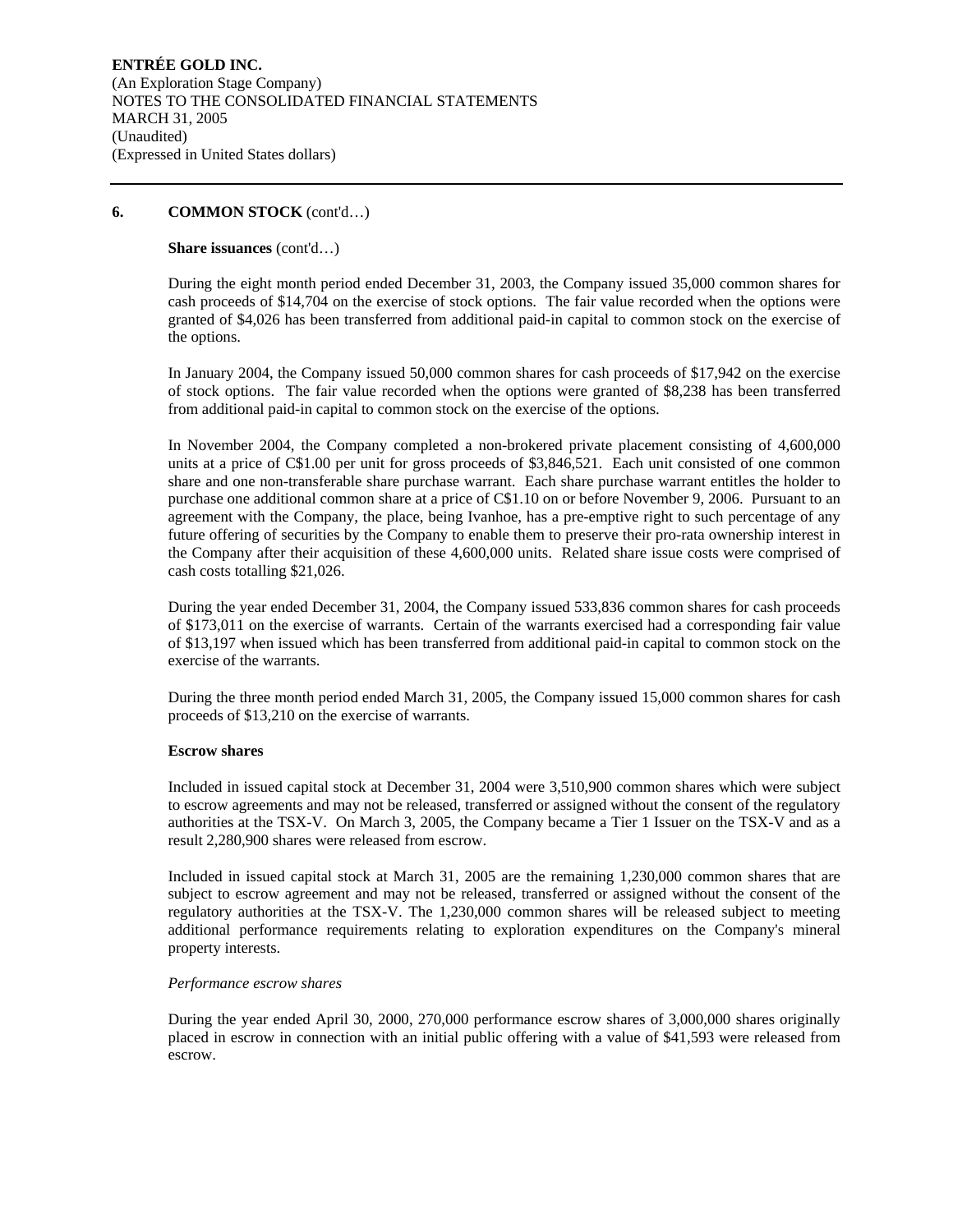## 6. COMMON STOCK (cont'd…)

**Share issuances** (cont'd…)

During the eight month period ended December 31, 2003, the Company issued 35,000 common shares for cash proceeds of $14,704 on the exercise of stock options. The fair value recorded when the options were granted of $4,026 has been transferred from additional paid-in capital to common stock on the exercise of the options.

In January 2004, the Company issued 50,000 common shares for cash proceeds of $17,942 on the exercise of stock options. The fair value recorded when the options were granted of $8,238 has been transferred from additional paid-in capital to common stock on the exercise of the options.

In November 2004, the Company completed a non-brokered private placement consisting of 4,600,000 units at a price of C$1.00 per unit for gross proceeds of $3,846,521. Each unit consisted of one common share and one non-transferable share purchase warrant. Each share purchase warrant entitles the holder to purchase one additional common share at a price of C$1.10 on or before November 9, 2006. Pursuant to an agreement with the Company, the place, being Ivanhoe, has a pre-emptive right to such percentage of any future offering of securities by the Company to enable them to preserve their pro-rata ownership interest in the Company after their acquisition of these 4,600,000 units. Related share issue costs were comprised of cash costs totalling $21,026.

During the year ended December 31, 2004, the Company issued 533,836 common shares for cash proceeds of $173,011 on the exercise of warrants. Certain of the warrants exercised had a corresponding fair value of $13,197 when issued which has been transferred from additional paid-in capital to common stock on the exercise of the warrants.

During the three month period ended March 31, 2005, the Company issued 15,000 common shares for cash proceeds of $13,210 on the exercise of warrants.

**Escrow shares**

Included in issued capital stock at December 31, 2004 were 3,510,900 common shares which were subject to escrow agreements and may not be released, transferred or assigned without the consent of the regulatory authorities at the TSX-V. On March 3, 2005, the Company became a Tier 1 Issuer on the TSX-V and as a result 2,280,900 shares were released from escrow.

Included in issued capital stock at March 31, 2005 are the remaining 1,230,000 common shares that are subject to escrow agreement and may not be released, transferred or assigned without the consent of the regulatory authorities at the TSX-V. The 1,230,000 common shares will be released subject to meeting additional performance requirements relating to exploration expenditures on the Company's mineral property interests.

*Performance escrow shares*

During the year ended April 30, 2000, 270,000 performance escrow shares of 3,000,000 shares originally placed in escrow in connection with an initial public offering with a value of $41,593 were released from escrow.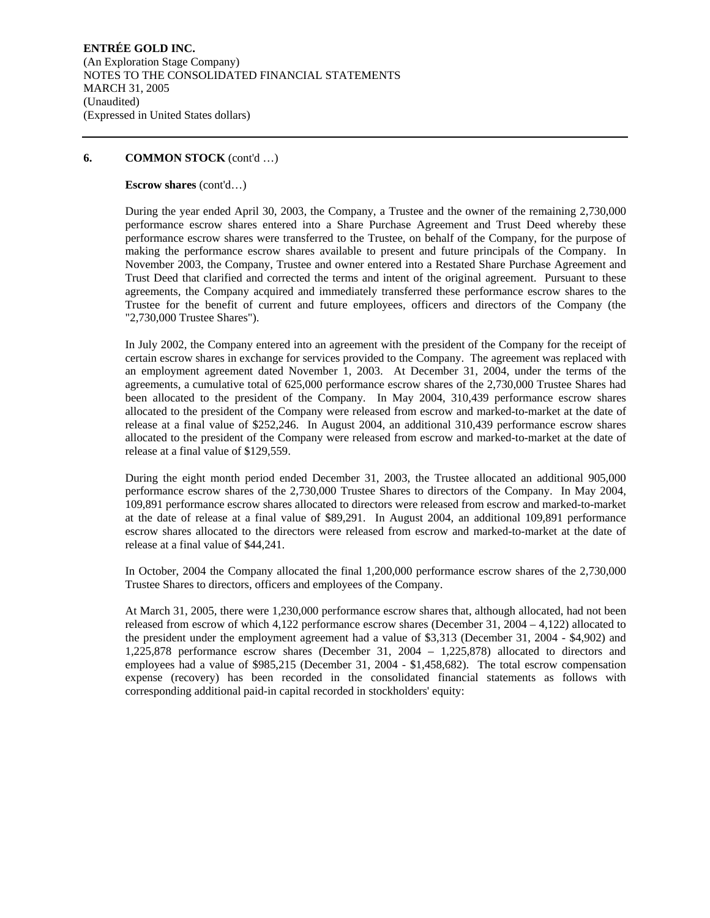**ENTRÉE GOLD INC.**
(An Exploration Stage Company)
NOTES TO THE CONSOLIDATED FINANCIAL STATEMENTS
MARCH 31, 2005
(Unaudited)
(Expressed in United States dollars)

## 6. COMMON STOCK (cont'd …)

**Escrow shares** (cont'd…)

During the year ended April 30, 2003, the Company, a Trustee and the owner of the remaining 2,730,000 performance escrow shares entered into a Share Purchase Agreement and Trust Deed whereby these performance escrow shares were transferred to the Trustee, on behalf of the Company, for the purpose of making the performance escrow shares available to present and future principals of the Company. In November 2003, the Company, Trustee and owner entered into a Restated Share Purchase Agreement and Trust Deed that clarified and corrected the terms and intent of the original agreement. Pursuant to these agreements, the Company acquired and immediately transferred these performance escrow shares to the Trustee for the benefit of current and future employees, officers and directors of the Company (the "2,730,000 Trustee Shares").

In July 2002, the Company entered into an agreement with the president of the Company for the receipt of certain escrow shares in exchange for services provided to the Company. The agreement was replaced with an employment agreement dated November 1, 2003. At December 31, 2004, under the terms of the agreements, a cumulative total of 625,000 performance escrow shares of the 2,730,000 Trustee Shares had been allocated to the president of the Company. In May 2004, 310,439 performance escrow shares allocated to the president of the Company were released from escrow and marked-to-market at the date of release at a final value of $252,246. In August 2004, an additional 310,439 performance escrow shares allocated to the president of the Company were released from escrow and marked-to-market at the date of release at a final value of $129,559.

During the eight month period ended December 31, 2003, the Trustee allocated an additional 905,000 performance escrow shares of the 2,730,000 Trustee Shares to directors of the Company. In May 2004, 109,891 performance escrow shares allocated to directors were released from escrow and marked-to-market at the date of release at a final value of $89,291. In August 2004, an additional 109,891 performance escrow shares allocated to the directors were released from escrow and marked-to-market at the date of release at a final value of $44,241.

In October, 2004 the Company allocated the final 1,200,000 performance escrow shares of the 2,730,000 Trustee Shares to directors, officers and employees of the Company.

At March 31, 2005, there were 1,230,000 performance escrow shares that, although allocated, had not been released from escrow of which 4,122 performance escrow shares (December 31, 2004 – 4,122) allocated to the president under the employment agreement had a value of $3,313 (December 31, 2004 - $4,902) and 1,225,878 performance escrow shares (December 31, 2004 – 1,225,878) allocated to directors and employees had a value of $985,215 (December 31, 2004 - $1,458,682). The total escrow compensation expense (recovery) has been recorded in the consolidated financial statements as follows with corresponding additional paid-in capital recorded in stockholders' equity: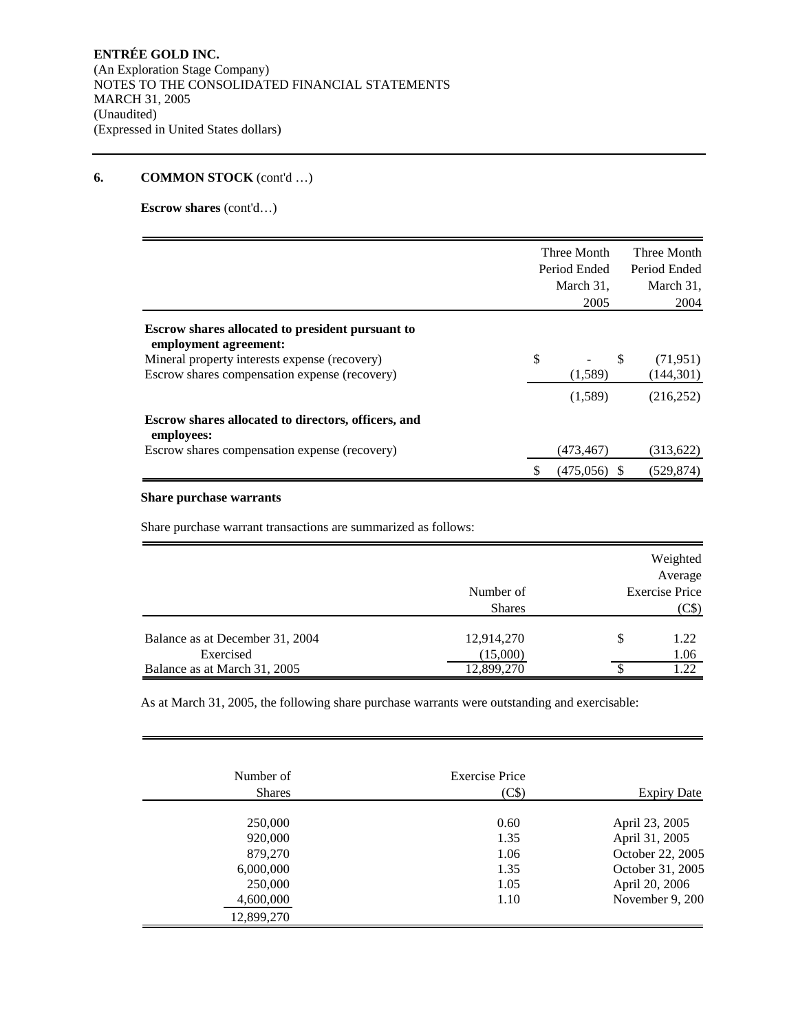**ENTRÉE GOLD INC.**
(An Exploration Stage Company)
NOTES TO THE CONSOLIDATED FINANCIAL STATEMENTS
MARCH 31, 2005
(Unaudited)
(Expressed in United States dollars)

## 6. COMMON STOCK (cont'd …)

**Escrow shares** (cont'd…)

| | Three Month Period Ended March 31, 2005 | Three Month Period Ended March 31, 2004 |
|---|---|---|
| **Escrow shares allocated to president pursuant to employment agreement:** | | |
| Mineral property interests expense (recovery) | $ - | $ (71,951) |
| Escrow shares compensation expense (recovery) | (1,589) | (144,301) |
| | (1,589) | (216,252) |
| **Escrow shares allocated to directors, officers, and employees:** | | |
| Escrow shares compensation expense (recovery) | (473,467) | (313,622) |
| | $ (475,056) | $ (529,874) |

**Share purchase warrants**

Share purchase warrant transactions are summarized as follows:

| | Number of Shares | Weighted Average Exercise Price (C$) |
|---|---|---|
| Balance as at December 31, 2004 | 12,914,270 | $ 1.22 |
| Exercised | (15,000) | 1.06 |
| Balance as at March 31, 2005 | 12,899,270 | $ 1.22 |

As at March 31, 2005, the following share purchase warrants were outstanding and exercisable:

| Number of Shares | Exercise Price (C$) | Expiry Date |
|---|---|---|
| 250,000 | 0.60 | April 23, 2005 |
| 920,000 | 1.35 | April 31, 2005 |
| 879,270 | 1.06 | October 22, 2005 |
| 6,000,000 | 1.35 | October 31, 2005 |
| 250,000 | 1.05 | April 20, 2006 |
| 4,600,000 | 1.10 | November 9, 200 |
| 12,899,270 | | |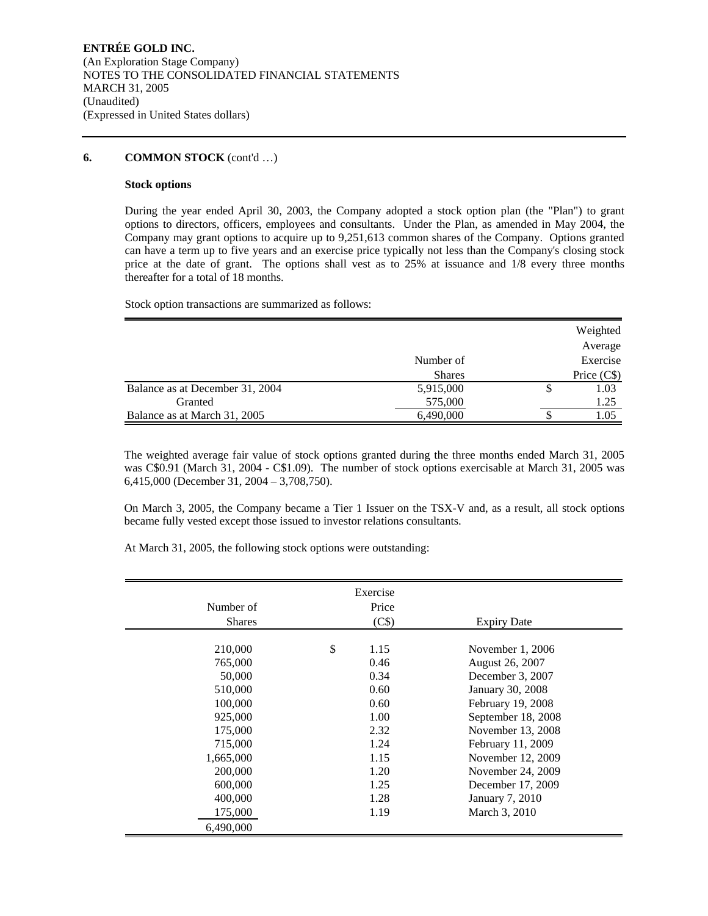**ENTRÉE GOLD INC.**
(An Exploration Stage Company)
NOTES TO THE CONSOLIDATED FINANCIAL STATEMENTS
MARCH 31, 2005
(Unaudited)
(Expressed in United States dollars)

## 6. COMMON STOCK (cont'd …)

### Stock options

During the year ended April 30, 2003, the Company adopted a stock option plan (the "Plan") to grant options to directors, officers, employees and consultants. Under the Plan, as amended in May 2004, the Company may grant options to acquire up to 9,251,613 common shares of the Company. Options granted can have a term up to five years and an exercise price typically not less than the Company's closing stock price at the date of grant. The options shall vest as to 25% at issuance and 1/8 every three months thereafter for a total of 18 months.

Stock option transactions are summarized as follows:

| | Number of Shares | Weighted Average Exercise Price (C$) |
|---|---|---|
| Balance as at December 31, 2004 | 5,915,000 | $ 1.03 |
| Granted | 575,000 | 1.25 |
| Balance as at March 31, 2005 | 6,490,000 | $ 1.05 |

The weighted average fair value of stock options granted during the three months ended March 31, 2005 was C$0.91 (March 31, 2004 - C$1.09). The number of stock options exercisable at March 31, 2005 was 6,415,000 (December 31, 2004 – 3,708,750).

On March 3, 2005, the Company became a Tier 1 Issuer on the TSX-V and, as a result, all stock options became fully vested except those issued to investor relations consultants.

At March 31, 2005, the following stock options were outstanding:

| Number of Shares | Exercise Price (C$) | Expiry Date |
|---|---|---|
| 210,000 | $ 1.15 | November 1, 2006 |
| 765,000 | 0.46 | August 26, 2007 |
| 50,000 | 0.34 | December 3, 2007 |
| 510,000 | 0.60 | January 30, 2008 |
| 100,000 | 0.60 | February 19, 2008 |
| 925,000 | 1.00 | September 18, 2008 |
| 175,000 | 2.32 | November 13, 2008 |
| 715,000 | 1.24 | February 11, 2009 |
| 1,665,000 | 1.15 | November 12, 2009 |
| 200,000 | 1.20 | November 24, 2009 |
| 600,000 | 1.25 | December 17, 2009 |
| 400,000 | 1.28 | January 7, 2010 |
| 175,000 | 1.19 | March 3, 2010 |
| 6,490,000 | | |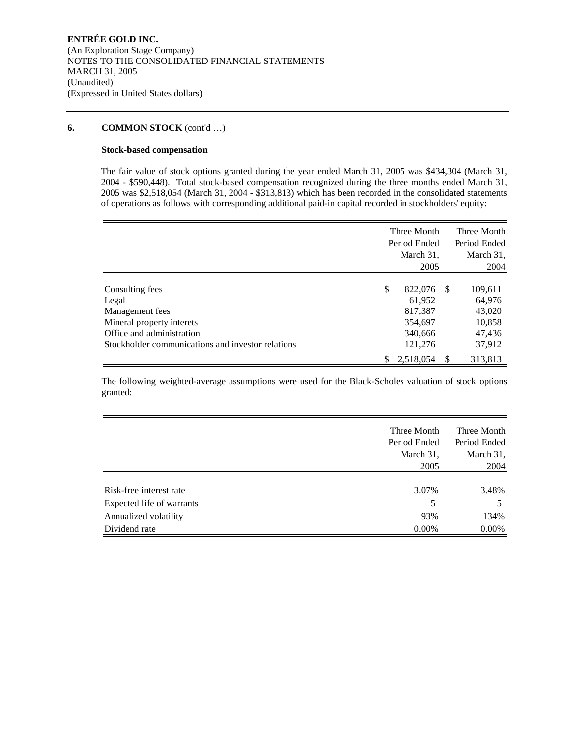**ENTRÉE GOLD INC.**
(An Exploration Stage Company)
NOTES TO THE CONSOLIDATED FINANCIAL STATEMENTS
MARCH 31, 2005
(Unaudited)
(Expressed in United States dollars)

## 6. COMMON STOCK (cont'd …)

**Stock-based compensation**

The fair value of stock options granted during the year ended March 31, 2005 was $434,304 (March 31, 2004 - $590,448). Total stock-based compensation recognized during the three months ended March 31, 2005 was $2,518,054 (March 31, 2004 - $313,813) which has been recorded in the consolidated statements of operations as follows with corresponding additional paid-in capital recorded in stockholders' equity:

| | Three Month Period Ended March 31, 2005 | Three Month Period Ended March 31, 2004 |
|---|---|---|
| Consulting fees | $ 822,076 | $ 109,611 |
| Legal | 61,952 | 64,976 |
| Management fees | 817,387 | 43,020 |
| Mineral property interets | 354,697 | 10,858 |
| Office and administration | 340,666 | 47,436 |
| Stockholder communications and investor relations | 121,276 | 37,912 |
| | $ 2,518,054 | $ 313,813 |

The following weighted-average assumptions were used for the Black-Scholes valuation of stock options granted:

| | Three Month Period Ended March 31, 2005 | Three Month Period Ended March 31, 2004 |
|---|---|---|
| Risk-free interest rate | 3.07% | 3.48% |
| Expected life of warrants | 5 | 5 |
| Annualized volatility | 93% | 134% |
| Dividend rate | 0.00% | 0.00% |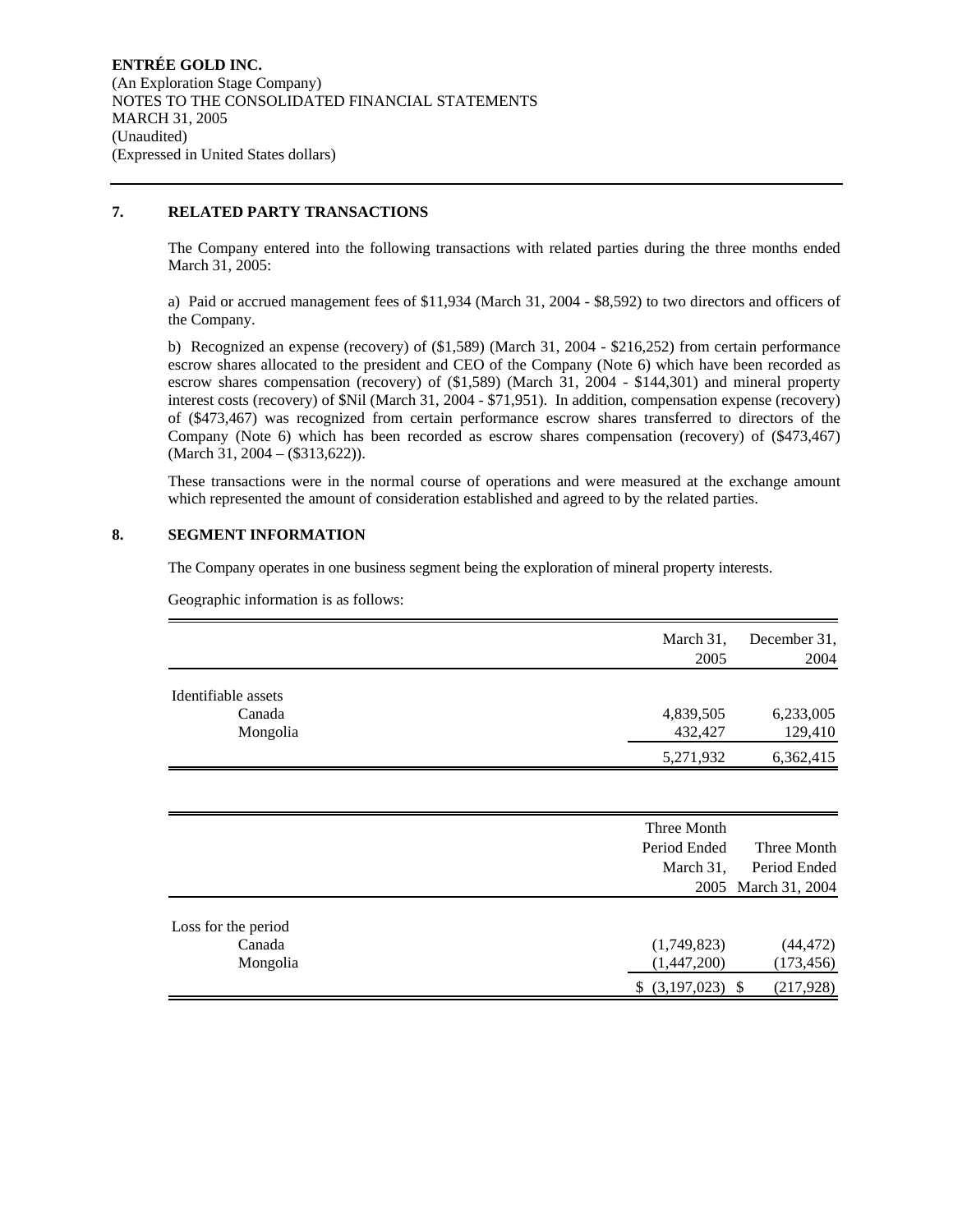**ENTRÉE GOLD INC.**
(An Exploration Stage Company)
NOTES TO THE CONSOLIDATED FINANCIAL STATEMENTS
MARCH 31, 2005
(Unaudited)
(Expressed in United States dollars)

## 7. RELATED PARTY TRANSACTIONS

The Company entered into the following transactions with related parties during the three months ended March 31, 2005:

a) Paid or accrued management fees of $11,934 (March 31, 2004 - $8,592) to two directors and officers of the Company.

b) Recognized an expense (recovery) of ($1,589) (March 31, 2004 - $216,252) from certain performance escrow shares allocated to the president and CEO of the Company (Note 6) which have been recorded as escrow shares compensation (recovery) of ($1,589) (March 31, 2004 - $144,301) and mineral property interest costs (recovery) of $Nil (March 31, 2004 - $71,951). In addition, compensation expense (recovery) of ($473,467) was recognized from certain performance escrow shares transferred to directors of the Company (Note 6) which has been recorded as escrow shares compensation (recovery) of ($473,467) (March 31, 2004 – ($313,622)).

These transactions were in the normal course of operations and were measured at the exchange amount which represented the amount of consideration established and agreed to by the related parties.

## 8. SEGMENT INFORMATION

The Company operates in one business segment being the exploration of mineral property interests.

Geographic information is as follows:

| | March 31, 2005 | December 31, 2004 |
|---|---|---|
| Identifiable assets | | |
| Canada | 4,839,505 | 6,233,005 |
| Mongolia | 432,427 | 129,410 |
| | 5,271,932 | 6,362,415 |

| | Three Month Period Ended March 31, 2005 | Three Month Period Ended March 31, 2004 |
|---|---|---|
| Loss for the period | | |
| Canada | (1,749,823) | (44,472) |
| Mongolia | (1,447,200) | (173,456) |
| | $ (3,197,023) | $ (217,928) |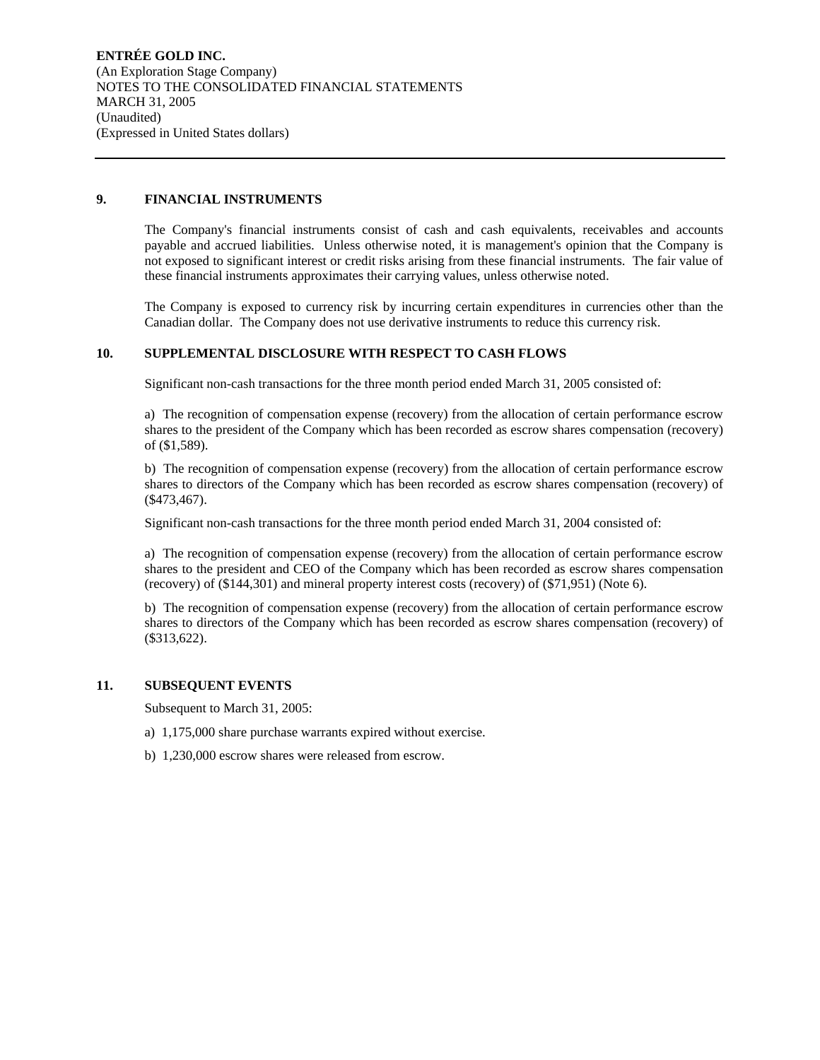**ENTRÉE GOLD INC.**
(An Exploration Stage Company)
NOTES TO THE CONSOLIDATED FINANCIAL STATEMENTS
MARCH 31, 2005
(Unaudited)
(Expressed in United States dollars)

---

## 9. FINANCIAL INSTRUMENTS

The Company's financial instruments consist of cash and cash equivalents, receivables and accounts payable and accrued liabilities. Unless otherwise noted, it is management's opinion that the Company is not exposed to significant interest or credit risks arising from these financial instruments. The fair value of these financial instruments approximates their carrying values, unless otherwise noted.

The Company is exposed to currency risk by incurring certain expenditures in currencies other than the Canadian dollar. The Company does not use derivative instruments to reduce this currency risk.

## 10. SUPPLEMENTAL DISCLOSURE WITH RESPECT TO CASH FLOWS

Significant non-cash transactions for the three month period ended March 31, 2005 consisted of:

a) The recognition of compensation expense (recovery) from the allocation of certain performance escrow shares to the president of the Company which has been recorded as escrow shares compensation (recovery) of ($1,589).

b) The recognition of compensation expense (recovery) from the allocation of certain performance escrow shares to directors of the Company which has been recorded as escrow shares compensation (recovery) of ($473,467).

Significant non-cash transactions for the three month period ended March 31, 2004 consisted of:

a) The recognition of compensation expense (recovery) from the allocation of certain performance escrow shares to the president and CEO of the Company which has been recorded as escrow shares compensation (recovery) of ($144,301) and mineral property interest costs (recovery) of ($71,951) (Note 6).

b) The recognition of compensation expense (recovery) from the allocation of certain performance escrow shares to directors of the Company which has been recorded as escrow shares compensation (recovery) of ($313,622).

## 11. SUBSEQUENT EVENTS

Subsequent to March 31, 2005:

a) 1,175,000 share purchase warrants expired without exercise.

b) 1,230,000 escrow shares were released from escrow.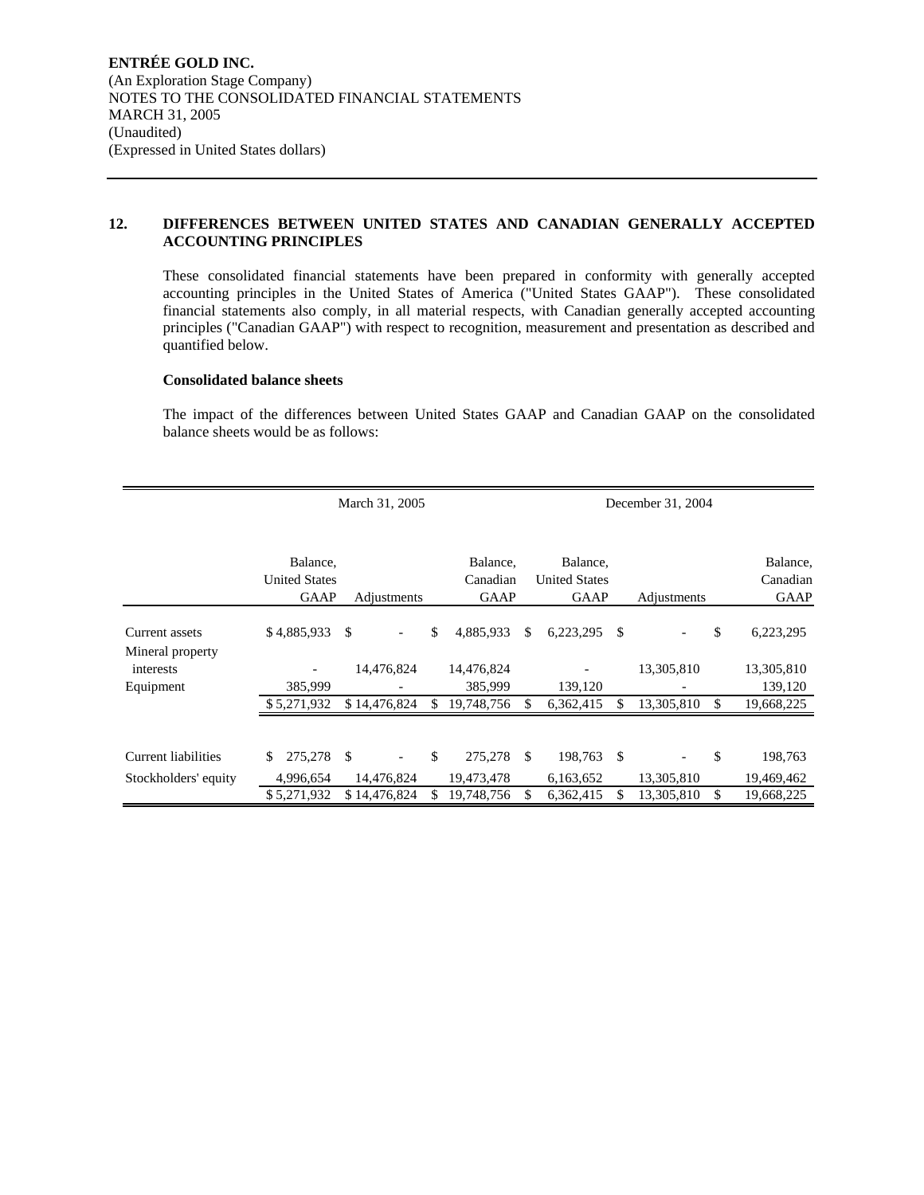**ENTRÉE GOLD INC.**
(An Exploration Stage Company)
NOTES TO THE CONSOLIDATED FINANCIAL STATEMENTS
MARCH 31, 2005
(Unaudited)
(Expressed in United States dollars)

## 12. DIFFERENCES BETWEEN UNITED STATES AND CANADIAN GENERALLY ACCEPTED ACCOUNTING PRINCIPLES

These consolidated financial statements have been prepared in conformity with generally accepted accounting principles in the United States of America ("United States GAAP"). These consolidated financial statements also comply, in all material respects, with Canadian generally accepted accounting principles ("Canadian GAAP") with respect to recognition, measurement and presentation as described and quantified below.

**Consolidated balance sheets**

The impact of the differences between United States GAAP and Canadian GAAP on the consolidated balance sheets would be as follows:

| | March 31, 2005 | | | December 31, 2004 | | |
|---|---|---|---|---|---|---|
| | Balance, United States GAAP | Adjustments | Balance, Canadian GAAP | Balance, United States GAAP | Adjustments | Balance, Canadian GAAP |
| Current assets | $ 4,885,933 | $ - | $ 4,885,933 | $ 6,223,295 | $ - | $ 6,223,295 |
| Mineral property interests | - | 14,476,824 | 14,476,824 | - | 13,305,810 | 13,305,810 |
| Equipment | 385,999 | - | 385,999 | 139,120 | - | 139,120 |
| | $ 5,271,932 | $ 14,476,824 | $ 19,748,756 | $ 6,362,415 | $ 13,305,810 | $ 19,668,225 |
| Current liabilities | $ 275,278 | $ - | $ 275,278 | $ 198,763 | $ - | $ 198,763 |
| Stockholders' equity | 4,996,654 | 14,476,824 | 19,473,478 | 6,163,652 | 13,305,810 | 19,469,462 |
| | $ 5,271,932 | $ 14,476,824 | $ 19,748,756 | $ 6,362,415 | $ 13,305,810 | $ 19,668,225 |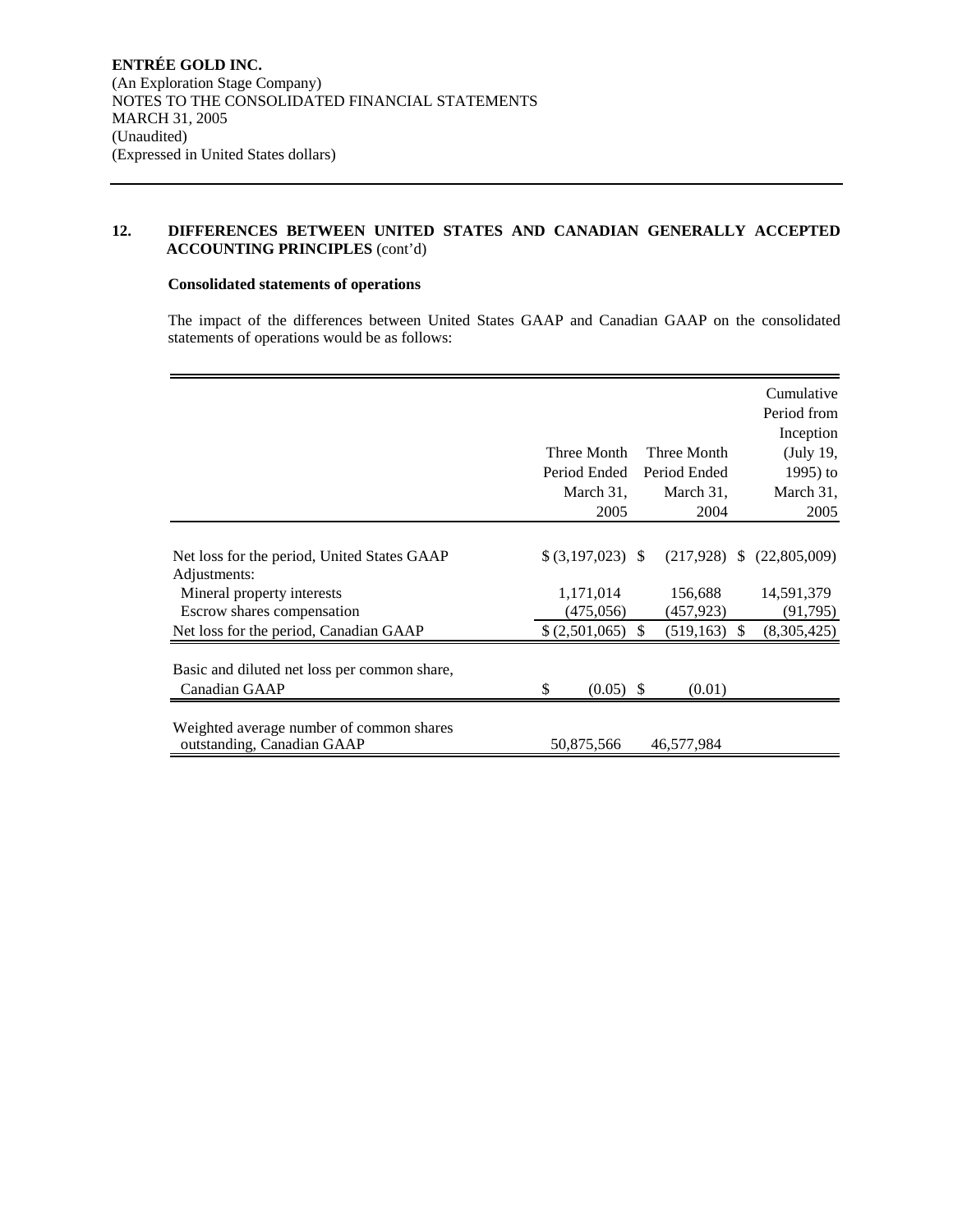**ENTRÉE GOLD INC.**
(An Exploration Stage Company)
NOTES TO THE CONSOLIDATED FINANCIAL STATEMENTS
MARCH 31, 2005
(Unaudited)
(Expressed in United States dollars)

## 12. DIFFERENCES BETWEEN UNITED STATES AND CANADIAN GENERALLY ACCEPTED ACCOUNTING PRINCIPLES (cont'd)

### Consolidated statements of operations

The impact of the differences between United States GAAP and Canadian GAAP on the consolidated statements of operations would be as follows:

| | Three Month Period Ended March 31, 2005 | Three Month Period Ended March 31, 2004 | Cumulative Period from Inception (July 19, 1995) to March 31, 2005 |
|---|---|---|---|
| Net loss for the period, United States GAAP | $ (3,197,023) | $ (217,928) | $ (22,805,009) |
| Adjustments: | | | |
| Mineral property interests | 1,171,014 | 156,688 | 14,591,379 |
| Escrow shares compensation | (475,056) | (457,923) | (91,795) |
| Net loss for the period, Canadian GAAP | $ (2,501,065) | $ (519,163) | $ (8,305,425) |
| Basic and diluted net loss per common share, Canadian GAAP | $ (0.05) | $ (0.01) | |
| Weighted average number of common shares outstanding, Canadian GAAP | 50,875,566 | 46,577,984 | |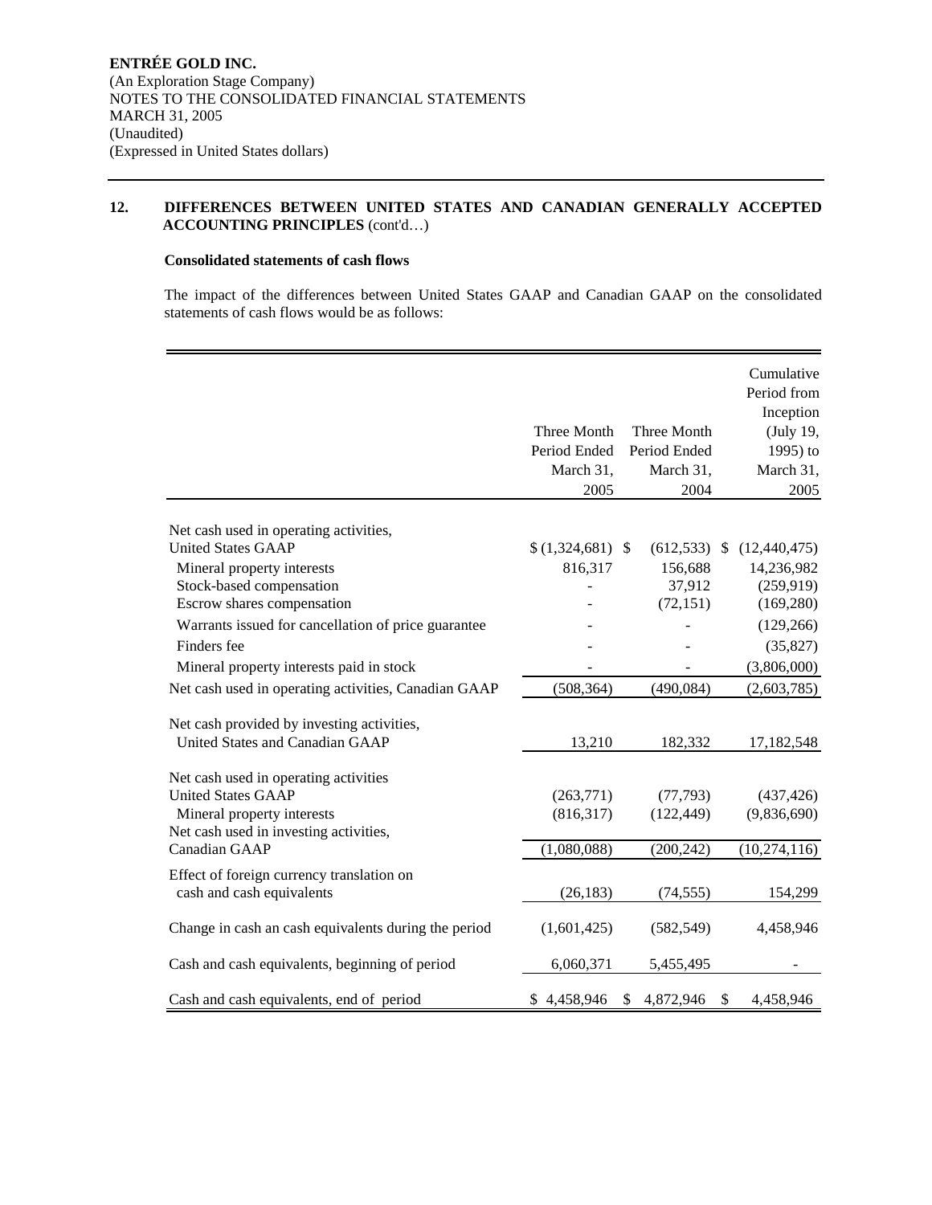**ENTRÉE GOLD INC.**
(An Exploration Stage Company)
NOTES TO THE CONSOLIDATED FINANCIAL STATEMENTS
MARCH 31, 2005
(Unaudited)
(Expressed in United States dollars)

**12. DIFFERENCES BETWEEN UNITED STATES AND CANADIAN GENERALLY ACCEPTED ACCOUNTING PRINCIPLES** (cont'd…)

**Consolidated statements of cash flows**

The impact of the differences between United States GAAP and Canadian GAAP on the consolidated statements of cash flows would be as follows:

| | Three Month Period Ended March 31, 2005 | Three Month Period Ended March 31, 2004 | Cumulative Period from Inception (July 19, 1995) to March 31, 2005 |
|---|---|---|---|
| Net cash used in operating activities, United States GAAP | $ (1,324,681) | $ (612,533) | $ (12,440,475) |
| Mineral property interests | 816,317 | 156,688 | 14,236,982 |
| Stock-based compensation | - | 37,912 | (259,919) |
| Escrow shares compensation | - | (72,151) | (169,280) |
| Warrants issued for cancellation of price guarantee | - | - | (129,266) |
| Finders fee | - | - | (35,827) |
| Mineral property interests paid in stock | - | - | (3,806,000) |
| Net cash used in operating activities, Canadian GAAP | (508,364) | (490,084) | (2,603,785) |
| Net cash provided by investing activities, United States and Canadian GAAP | 13,210 | 182,332 | 17,182,548 |
| Net cash used in operating activities United States GAAP | (263,771) | (77,793) | (437,426) |
| Mineral property interests | (816,317) | (122,449) | (9,836,690) |
| Net cash used in investing activities, Canadian GAAP | (1,080,088) | (200,242) | (10,274,116) |
| Effect of foreign currency translation on cash and cash equivalents | (26,183) | (74,555) | 154,299 |
| Change in cash an cash equivalents during the period | (1,601,425) | (582,549) | 4,458,946 |
| Cash and cash equivalents, beginning of period | 6,060,371 | 5,455,495 | - |
| Cash and cash equivalents, end of period | $ 4,458,946 | $ 4,872,946 | $ 4,458,946 |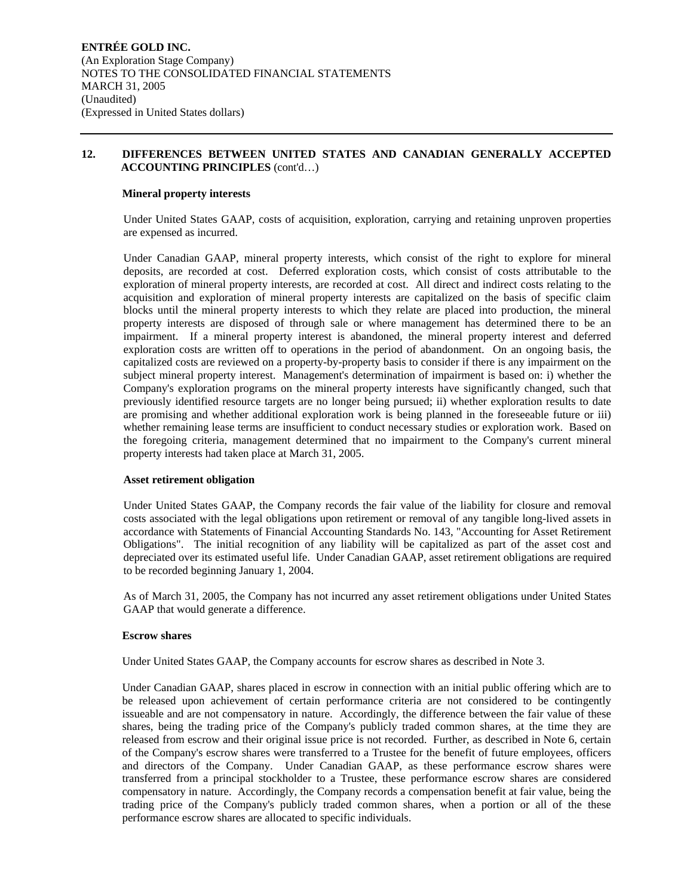## 12. DIFFERENCES BETWEEN UNITED STATES AND CANADIAN GENERALLY ACCEPTED ACCOUNTING PRINCIPLES (cont'd…)

**Mineral property interests**

Under United States GAAP, costs of acquisition, exploration, carrying and retaining unproven properties are expensed as incurred.

Under Canadian GAAP, mineral property interests, which consist of the right to explore for mineral deposits, are recorded at cost. Deferred exploration costs, which consist of costs attributable to the exploration of mineral property interests, are recorded at cost. All direct and indirect costs relating to the acquisition and exploration of mineral property interests are capitalized on the basis of specific claim blocks until the mineral property interests to which they relate are placed into production, the mineral property interests are disposed of through sale or where management has determined there to be an impairment. If a mineral property interest is abandoned, the mineral property interest and deferred exploration costs are written off to operations in the period of abandonment. On an ongoing basis, the capitalized costs are reviewed on a property-by-property basis to consider if there is any impairment on the subject mineral property interest. Management's determination of impairment is based on: i) whether the Company's exploration programs on the mineral property interests have significantly changed, such that previously identified resource targets are no longer being pursued; ii) whether exploration results to date are promising and whether additional exploration work is being planned in the foreseeable future or iii) whether remaining lease terms are insufficient to conduct necessary studies or exploration work. Based on the foregoing criteria, management determined that no impairment to the Company's current mineral property interests had taken place at March 31, 2005.

**Asset retirement obligation**

Under United States GAAP, the Company records the fair value of the liability for closure and removal costs associated with the legal obligations upon retirement or removal of any tangible long-lived assets in accordance with Statements of Financial Accounting Standards No. 143, "Accounting for Asset Retirement Obligations". The initial recognition of any liability will be capitalized as part of the asset cost and depreciated over its estimated useful life. Under Canadian GAAP, asset retirement obligations are required to be recorded beginning January 1, 2004.

As of March 31, 2005, the Company has not incurred any asset retirement obligations under United States GAAP that would generate a difference.

**Escrow shares**

Under United States GAAP, the Company accounts for escrow shares as described in Note 3.

Under Canadian GAAP, shares placed in escrow in connection with an initial public offering which are to be released upon achievement of certain performance criteria are not considered to be contingently issueable and are not compensatory in nature. Accordingly, the difference between the fair value of these shares, being the trading price of the Company's publicly traded common shares, at the time they are released from escrow and their original issue price is not recorded. Further, as described in Note 6, certain of the Company's escrow shares were transferred to a Trustee for the benefit of future employees, officers and directors of the Company. Under Canadian GAAP, as these performance escrow shares were transferred from a principal stockholder to a Trustee, these performance escrow shares are considered compensatory in nature. Accordingly, the Company records a compensation benefit at fair value, being the trading price of the Company's publicly traded common shares, when a portion or all of the these performance escrow shares are allocated to specific individuals.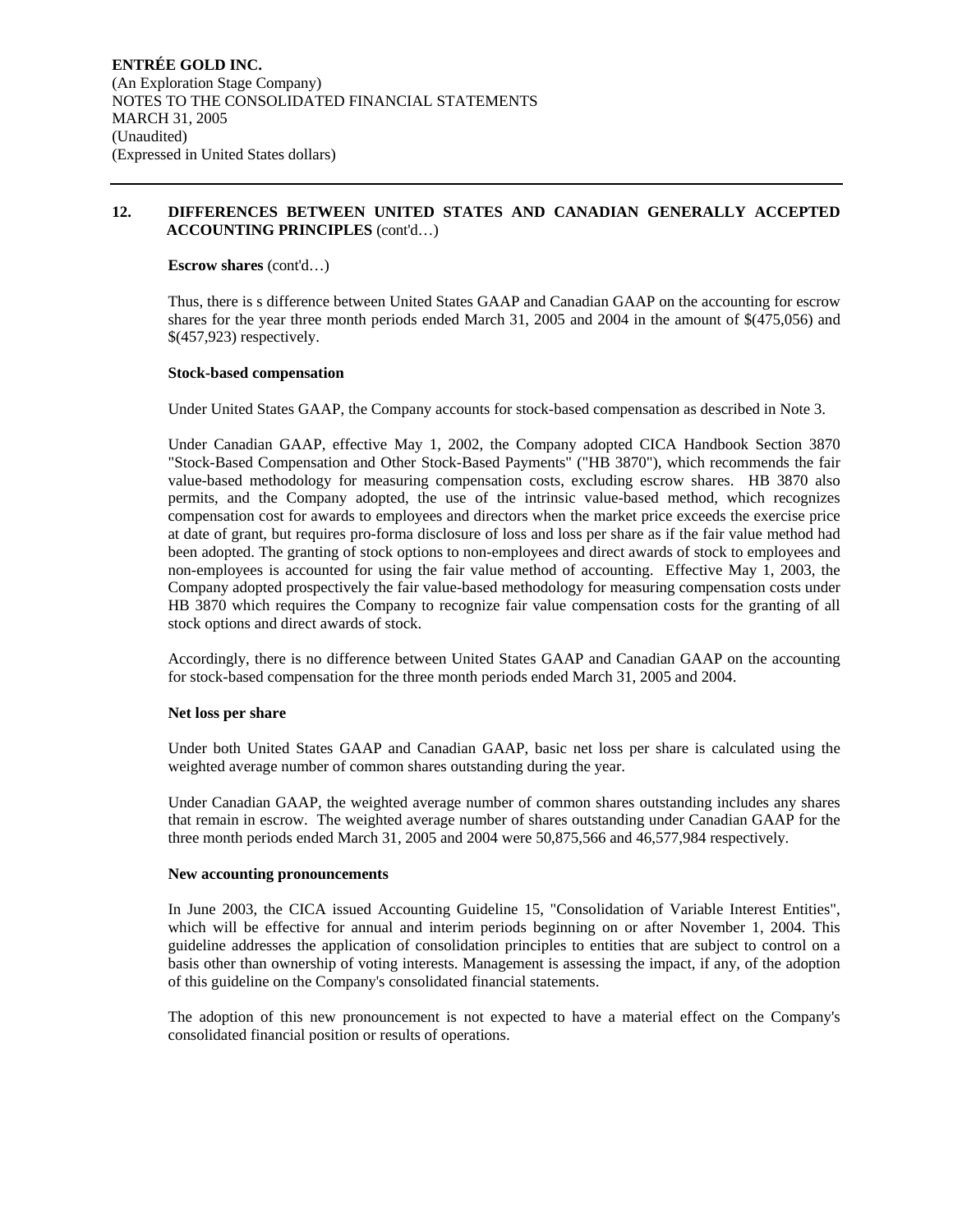## 12. DIFFERENCES BETWEEN UNITED STATES AND CANADIAN GENERALLY ACCEPTED ACCOUNTING PRINCIPLES (cont'd…)

**Escrow shares** (cont'd…)

Thus, there is s difference between United States GAAP and Canadian GAAP on the accounting for escrow shares for the year three month periods ended March 31, 2005 and 2004 in the amount of $(475,056) and $(457,923) respectively.

**Stock-based compensation**

Under United States GAAP, the Company accounts for stock-based compensation as described in Note 3.

Under Canadian GAAP, effective May 1, 2002, the Company adopted CICA Handbook Section 3870 "Stock-Based Compensation and Other Stock-Based Payments" ("HB 3870"), which recommends the fair value-based methodology for measuring compensation costs, excluding escrow shares. HB 3870 also permits, and the Company adopted, the use of the intrinsic value-based method, which recognizes compensation cost for awards to employees and directors when the market price exceeds the exercise price at date of grant, but requires pro-forma disclosure of loss and loss per share as if the fair value method had been adopted. The granting of stock options to non-employees and direct awards of stock to employees and non-employees is accounted for using the fair value method of accounting. Effective May 1, 2003, the Company adopted prospectively the fair value-based methodology for measuring compensation costs under HB 3870 which requires the Company to recognize fair value compensation costs for the granting of all stock options and direct awards of stock.

Accordingly, there is no difference between United States GAAP and Canadian GAAP on the accounting for stock-based compensation for the three month periods ended March 31, 2005 and 2004.

**Net loss per share**

Under both United States GAAP and Canadian GAAP, basic net loss per share is calculated using the weighted average number of common shares outstanding during the year.

Under Canadian GAAP, the weighted average number of common shares outstanding includes any shares that remain in escrow. The weighted average number of shares outstanding under Canadian GAAP for the three month periods ended March 31, 2005 and 2004 were 50,875,566 and 46,577,984 respectively.

**New accounting pronouncements**

In June 2003, the CICA issued Accounting Guideline 15, "Consolidation of Variable Interest Entities", which will be effective for annual and interim periods beginning on or after November 1, 2004. This guideline addresses the application of consolidation principles to entities that are subject to control on a basis other than ownership of voting interests. Management is assessing the impact, if any, of the adoption of this guideline on the Company's consolidated financial statements.

The adoption of this new pronouncement is not expected to have a material effect on the Company's consolidated financial position or results of operations.